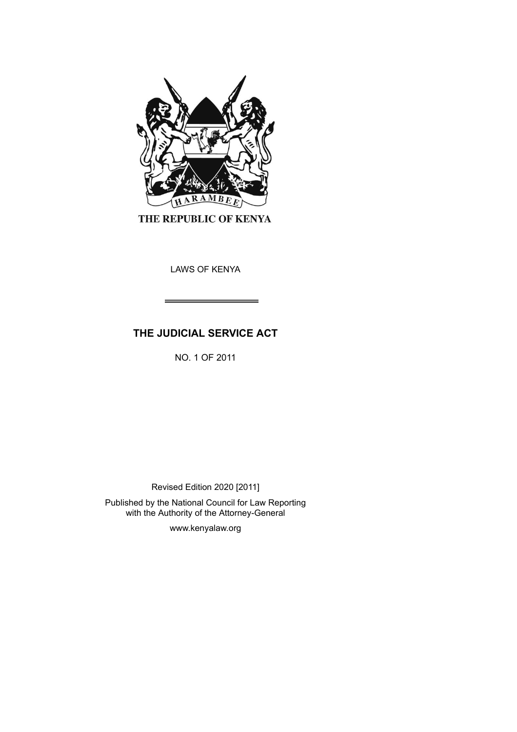THE REPUBLIC OF KENYA

LAWS OF KENYA

# THE JUDICIAL SERVICE ACT

NO. 1 OF 2011

Revised Edition 2020 [2011]

Published by the National Council for Law Reporting with the Authority of the Attorney-General

www.kenyalaw.org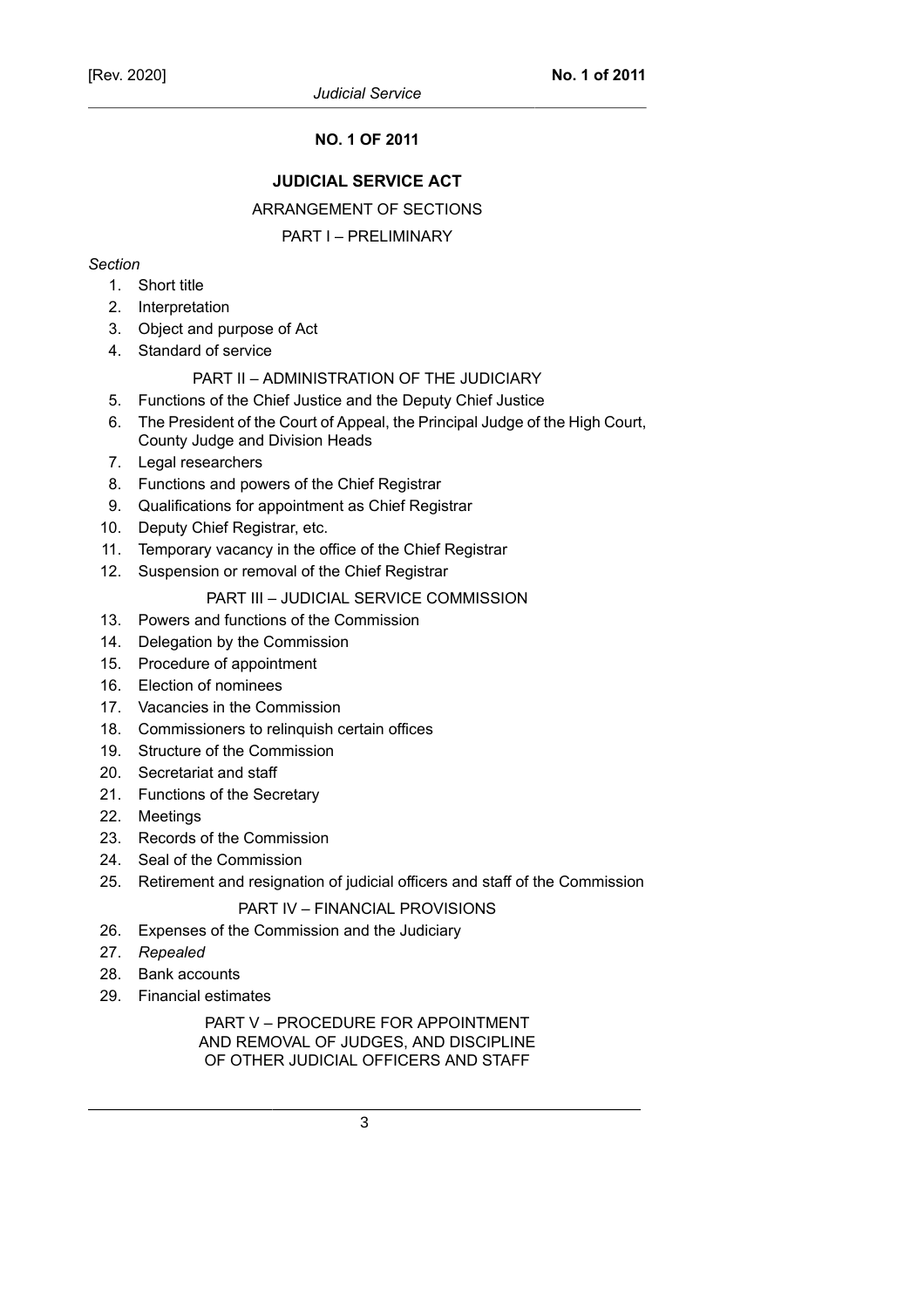## NO. 1 OF 2011

## JUDICIAL SERVICE ACT

ARRANGEMENT OF SECTIONS

PART I – PRELIMINARY

*Section*

1. Short title
2. Interpretation
3. Object and purpose of Act
4. Standard of service

PART II – ADMINISTRATION OF THE JUDICIARY

5. Functions of the Chief Justice and the Deputy Chief Justice
6. The President of the Court of Appeal, the Principal Judge of the High Court, County Judge and Division Heads
7. Legal researchers
8. Functions and powers of the Chief Registrar
9. Qualifications for appointment as Chief Registrar
10. Deputy Chief Registrar, etc.
11. Temporary vacancy in the office of the Chief Registrar
12. Suspension or removal of the Chief Registrar

PART III – JUDICIAL SERVICE COMMISSION

13. Powers and functions of the Commission
14. Delegation by the Commission
15. Procedure of appointment
16. Election of nominees
17. Vacancies in the Commission
18. Commissioners to relinquish certain offices
19. Structure of the Commission
20. Secretariat and staff
21. Functions of the Secretary
22. Meetings
23. Records of the Commission
24. Seal of the Commission
25. Retirement and resignation of judicial officers and staff of the Commission

PART IV – FINANCIAL PROVISIONS

26. Expenses of the Commission and the Judiciary
27. *Repealed*
28. Bank accounts
29. Financial estimates

PART V – PROCEDURE FOR APPOINTMENT AND REMOVAL OF JUDGES, AND DISCIPLINE OF OTHER JUDICIAL OFFICERS AND STAFF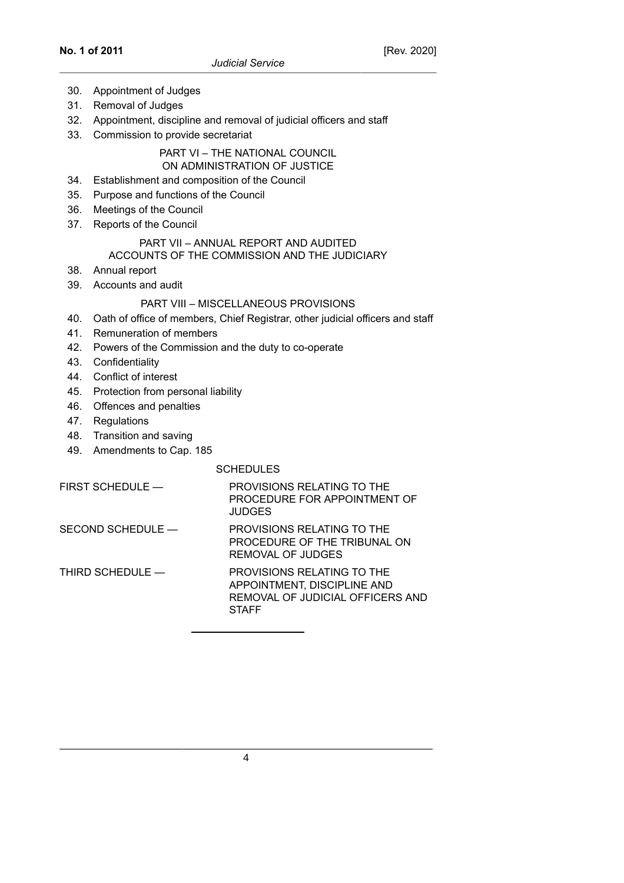30. Appointment of Judges
31. Removal of Judges
32. Appointment, discipline and removal of judicial officers and staff
33. Commission to provide secretariat

PART VI – THE NATIONAL COUNCIL ON ADMINISTRATION OF JUSTICE

34. Establishment and composition of the Council
35. Purpose and functions of the Council
36. Meetings of the Council
37. Reports of the Council

PART VII – ANNUAL REPORT AND AUDITED ACCOUNTS OF THE COMMISSION AND THE JUDICIARY

38. Annual report
39. Accounts and audit

PART VIII – MISCELLANEOUS PROVISIONS

40. Oath of office of members, Chief Registrar, other judicial officers and staff
41. Remuneration of members
42. Powers of the Commission and the duty to co-operate
43. Confidentiality
44. Conflict of interest
45. Protection from personal liability
46. Offences and penalties
47. Regulations
48. Transition and saving
49. Amendments to Cap. 185

SCHEDULES

FIRST SCHEDULE — PROVISIONS RELATING TO THE PROCEDURE FOR APPOINTMENT OF JUDGES

SECOND SCHEDULE — PROVISIONS RELATING TO THE PROCEDURE OF THE TRIBUNAL ON REMOVAL OF JUDGES

THIRD SCHEDULE — PROVISIONS RELATING TO THE APPOINTMENT, DISCIPLINE AND REMOVAL OF JUDICIAL OFFICERS AND STAFF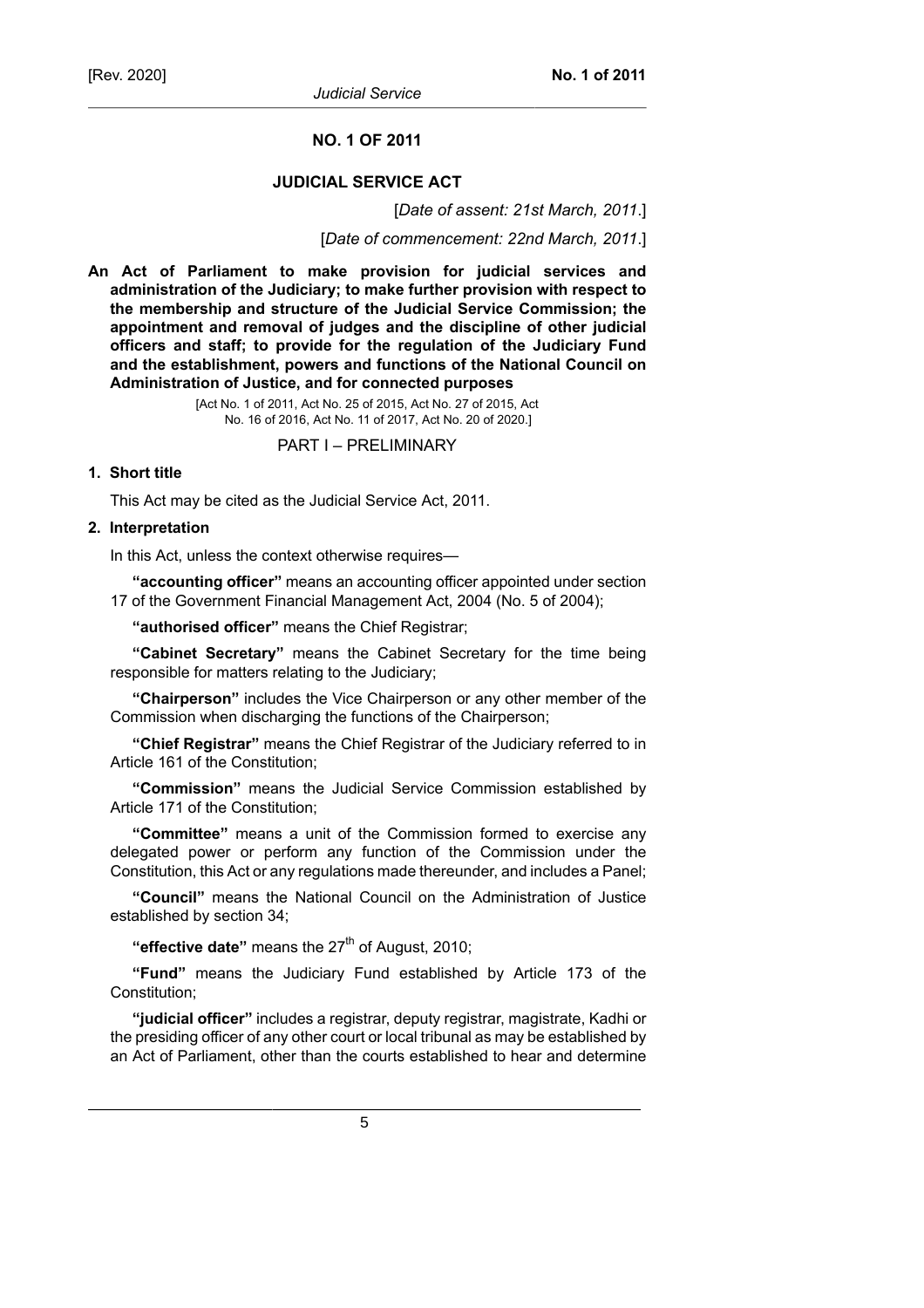# NO. 1 OF 2011

## JUDICIAL SERVICE ACT

[*Date of assent: 21st March, 2011*.]

[*Date of commencement: 22nd March, 2011*.]

**An Act of Parliament to make provision for judicial services and administration of the Judiciary; to make further provision with respect to the membership and structure of the Judicial Service Commission; the appointment and removal of judges and the discipline of other judicial officers and staff; to provide for the regulation of the Judiciary Fund and the establishment, powers and functions of the National Council on Administration of Justice, and for connected purposes**

[Act No. 1 of 2011, Act No. 25 of 2015, Act No. 27 of 2015, Act No. 16 of 2016, Act No. 11 of 2017, Act No. 20 of 2020.]

PART I – PRELIMINARY

**1. Short title**

This Act may be cited as the Judicial Service Act, 2011.

**2. Interpretation**

In this Act, unless the context otherwise requires—

**"accounting officer"** means an accounting officer appointed under section 17 of the Government Financial Management Act, 2004 (No. 5 of 2004);

**"authorised officer"** means the Chief Registrar;

**"Cabinet Secretary"** means the Cabinet Secretary for the time being responsible for matters relating to the Judiciary;

**"Chairperson"** includes the Vice Chairperson or any other member of the Commission when discharging the functions of the Chairperson;

**"Chief Registrar"** means the Chief Registrar of the Judiciary referred to in Article 161 of the Constitution;

**"Commission"** means the Judicial Service Commission established by Article 171 of the Constitution;

**"Committee"** means a unit of the Commission formed to exercise any delegated power or perform any function of the Commission under the Constitution, this Act or any regulations made thereunder, and includes a Panel;

**"Council"** means the National Council on the Administration of Justice established by section 34;

**"effective date"** means the 27th of August, 2010;

**"Fund"** means the Judiciary Fund established by Article 173 of the Constitution;

**"judicial officer"** includes a registrar, deputy registrar, magistrate, Kadhi or the presiding officer of any other court or local tribunal as may be established by an Act of Parliament, other than the courts established to hear and determine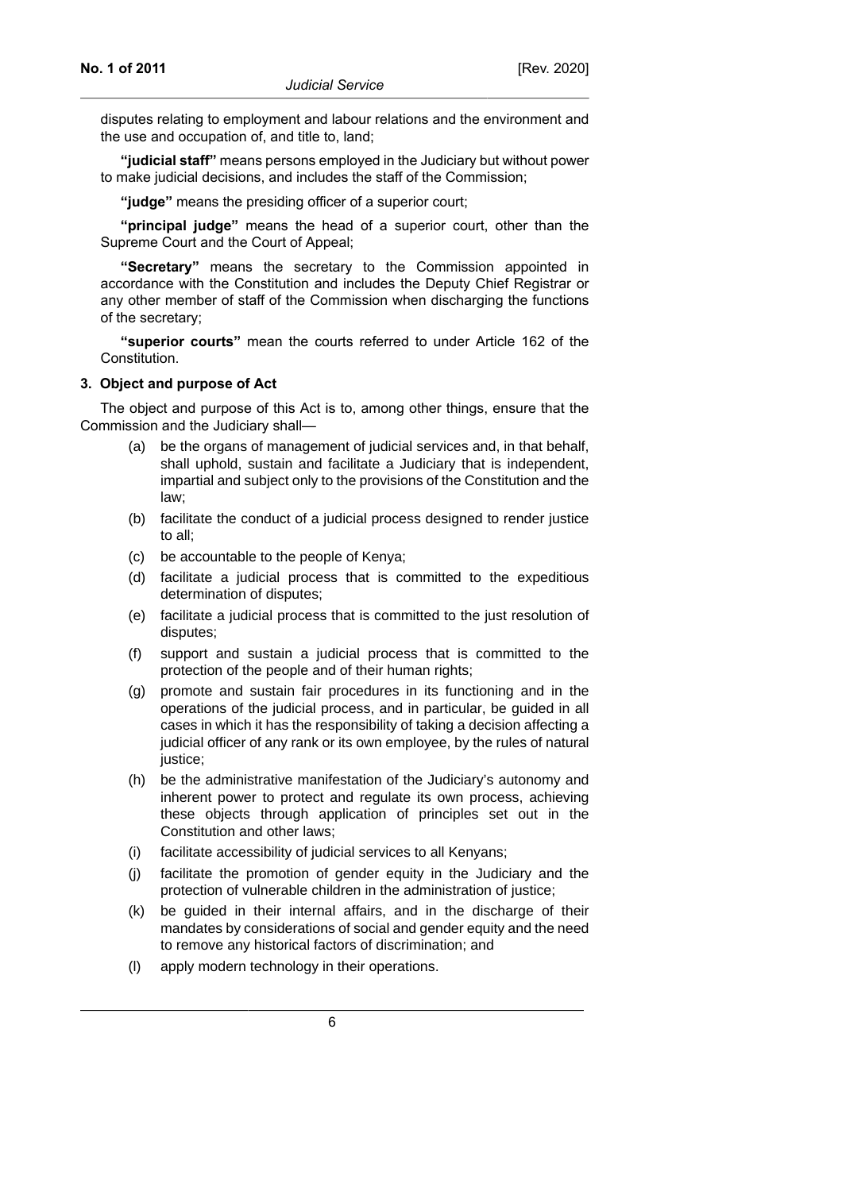disputes relating to employment and labour relations and the environment and the use and occupation of, and title to, land;

**"judicial staff"** means persons employed in the Judiciary but without power to make judicial decisions, and includes the staff of the Commission;

**"judge"** means the presiding officer of a superior court;

**"principal judge"** means the head of a superior court, other than the Supreme Court and the Court of Appeal;

**"Secretary"** means the secretary to the Commission appointed in accordance with the Constitution and includes the Deputy Chief Registrar or any other member of staff of the Commission when discharging the functions of the secretary;

**"superior courts"** mean the courts referred to under Article 162 of the Constitution.

**3. Object and purpose of Act**

The object and purpose of this Act is to, among other things, ensure that the Commission and the Judiciary shall—

(a) be the organs of management of judicial services and, in that behalf, shall uphold, sustain and facilitate a Judiciary that is independent, impartial and subject only to the provisions of the Constitution and the law;

(b) facilitate the conduct of a judicial process designed to render justice to all;

(c) be accountable to the people of Kenya;

(d) facilitate a judicial process that is committed to the expeditious determination of disputes;

(e) facilitate a judicial process that is committed to the just resolution of disputes;

(f) support and sustain a judicial process that is committed to the protection of the people and of their human rights;

(g) promote and sustain fair procedures in its functioning and in the operations of the judicial process, and in particular, be guided in all cases in which it has the responsibility of taking a decision affecting a judicial officer of any rank or its own employee, by the rules of natural justice;

(h) be the administrative manifestation of the Judiciary's autonomy and inherent power to protect and regulate its own process, achieving these objects through application of principles set out in the Constitution and other laws;

(i) facilitate accessibility of judicial services to all Kenyans;

(j) facilitate the promotion of gender equity in the Judiciary and the protection of vulnerable children in the administration of justice;

(k) be guided in their internal affairs, and in the discharge of their mandates by considerations of social and gender equity and the need to remove any historical factors of discrimination; and

(l) apply modern technology in their operations.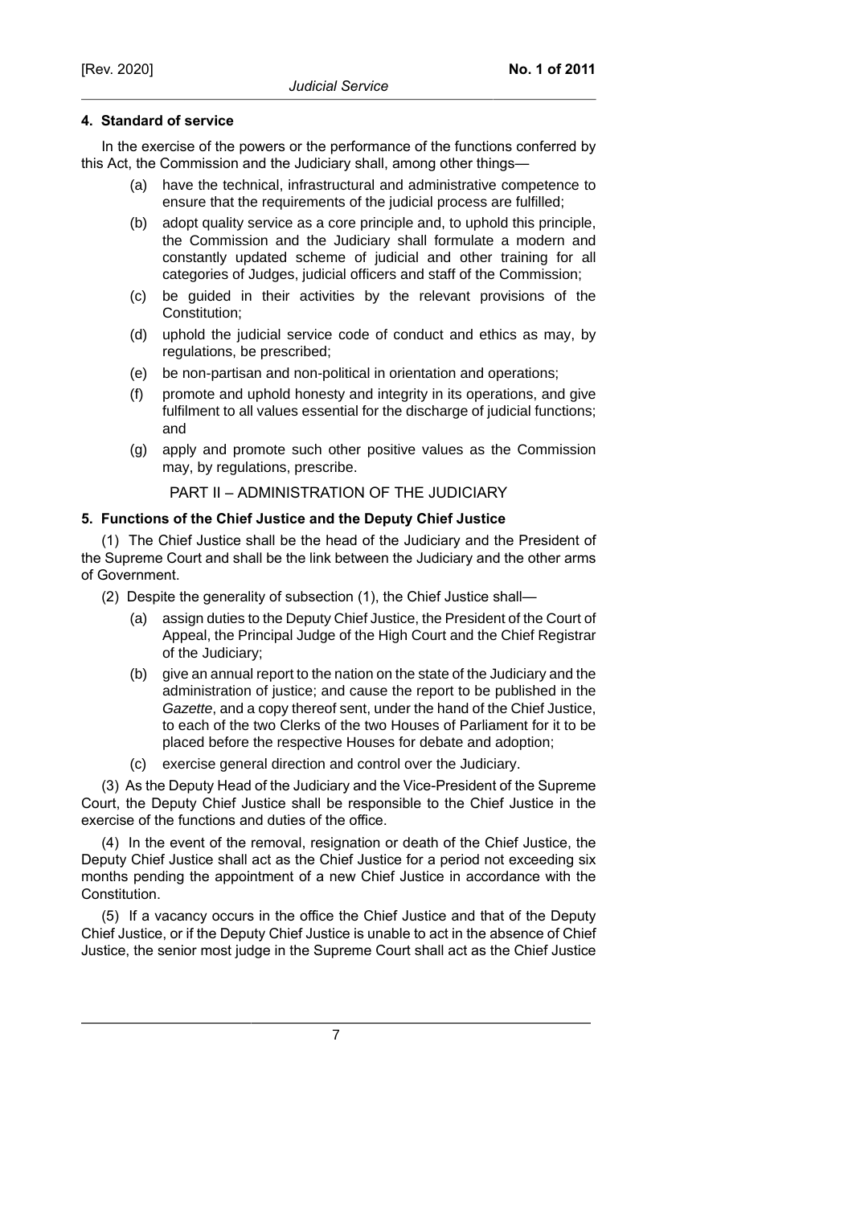**4. Standard of service**

In the exercise of the powers or the performance of the functions conferred by this Act, the Commission and the Judiciary shall, among other things—

(a) have the technical, infrastructural and administrative competence to ensure that the requirements of the judicial process are fulfilled;

(b) adopt quality service as a core principle and, to uphold this principle, the Commission and the Judiciary shall formulate a modern and constantly updated scheme of judicial and other training for all categories of Judges, judicial officers and staff of the Commission;

(c) be guided in their activities by the relevant provisions of the Constitution;

(d) uphold the judicial service code of conduct and ethics as may, by regulations, be prescribed;

(e) be non-partisan and non-political in orientation and operations;

(f) promote and uphold honesty and integrity in its operations, and give fulfilment to all values essential for the discharge of judicial functions; and

(g) apply and promote such other positive values as the Commission may, by regulations, prescribe.

## PART II – ADMINISTRATION OF THE JUDICIARY

**5. Functions of the Chief Justice and the Deputy Chief Justice**

(1) The Chief Justice shall be the head of the Judiciary and the President of the Supreme Court and shall be the link between the Judiciary and the other arms of Government.

(2) Despite the generality of subsection (1), the Chief Justice shall—

(a) assign duties to the Deputy Chief Justice, the President of the Court of Appeal, the Principal Judge of the High Court and the Chief Registrar of the Judiciary;

(b) give an annual report to the nation on the state of the Judiciary and the administration of justice; and cause the report to be published in the *Gazette*, and a copy thereof sent, under the hand of the Chief Justice, to each of the two Clerks of the two Houses of Parliament for it to be placed before the respective Houses for debate and adoption;

(c) exercise general direction and control over the Judiciary.

(3) As the Deputy Head of the Judiciary and the Vice-President of the Supreme Court, the Deputy Chief Justice shall be responsible to the Chief Justice in the exercise of the functions and duties of the office.

(4) In the event of the removal, resignation or death of the Chief Justice, the Deputy Chief Justice shall act as the Chief Justice for a period not exceeding six months pending the appointment of a new Chief Justice in accordance with the Constitution.

(5) If a vacancy occurs in the office the Chief Justice and that of the Deputy Chief Justice, or if the Deputy Chief Justice is unable to act in the absence of Chief Justice, the senior most judge in the Supreme Court shall act as the Chief Justice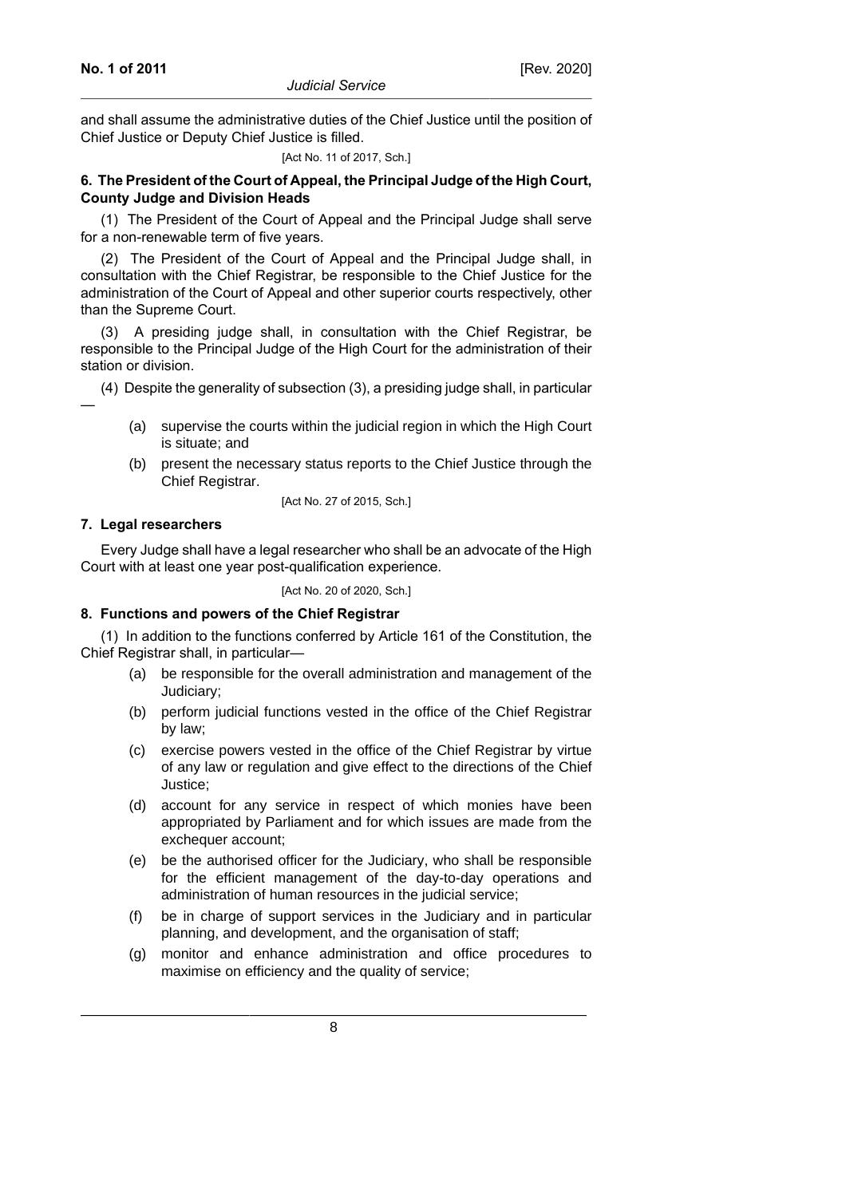and shall assume the administrative duties of the Chief Justice until the position of Chief Justice or Deputy Chief Justice is filled.

[Act No. 11 of 2017, Sch.]

**6. The President of the Court of Appeal, the Principal Judge of the High Court, County Judge and Division Heads**

(1) The President of the Court of Appeal and the Principal Judge shall serve for a non-renewable term of five years.

(2) The President of the Court of Appeal and the Principal Judge shall, in consultation with the Chief Registrar, be responsible to the Chief Justice for the administration of the Court of Appeal and other superior courts respectively, other than the Supreme Court.

(3) A presiding judge shall, in consultation with the Chief Registrar, be responsible to the Principal Judge of the High Court for the administration of their station or division.

(4) Despite the generality of subsection (3), a presiding judge shall, in particular —

(a) supervise the courts within the judicial region in which the High Court is situate; and

(b) present the necessary status reports to the Chief Justice through the Chief Registrar.

[Act No. 27 of 2015, Sch.]

**7. Legal researchers**

Every Judge shall have a legal researcher who shall be an advocate of the High Court with at least one year post-qualification experience.

[Act No. 20 of 2020, Sch.]

**8. Functions and powers of the Chief Registrar**

(1) In addition to the functions conferred by Article 161 of the Constitution, the Chief Registrar shall, in particular—

(a) be responsible for the overall administration and management of the Judiciary;

(b) perform judicial functions vested in the office of the Chief Registrar by law;

(c) exercise powers vested in the office of the Chief Registrar by virtue of any law or regulation and give effect to the directions of the Chief Justice;

(d) account for any service in respect of which monies have been appropriated by Parliament and for which issues are made from the exchequer account;

(e) be the authorised officer for the Judiciary, who shall be responsible for the efficient management of the day-to-day operations and administration of human resources in the judicial service;

(f) be in charge of support services in the Judiciary and in particular planning, and development, and the organisation of staff;

(g) monitor and enhance administration and office procedures to maximise on efficiency and the quality of service;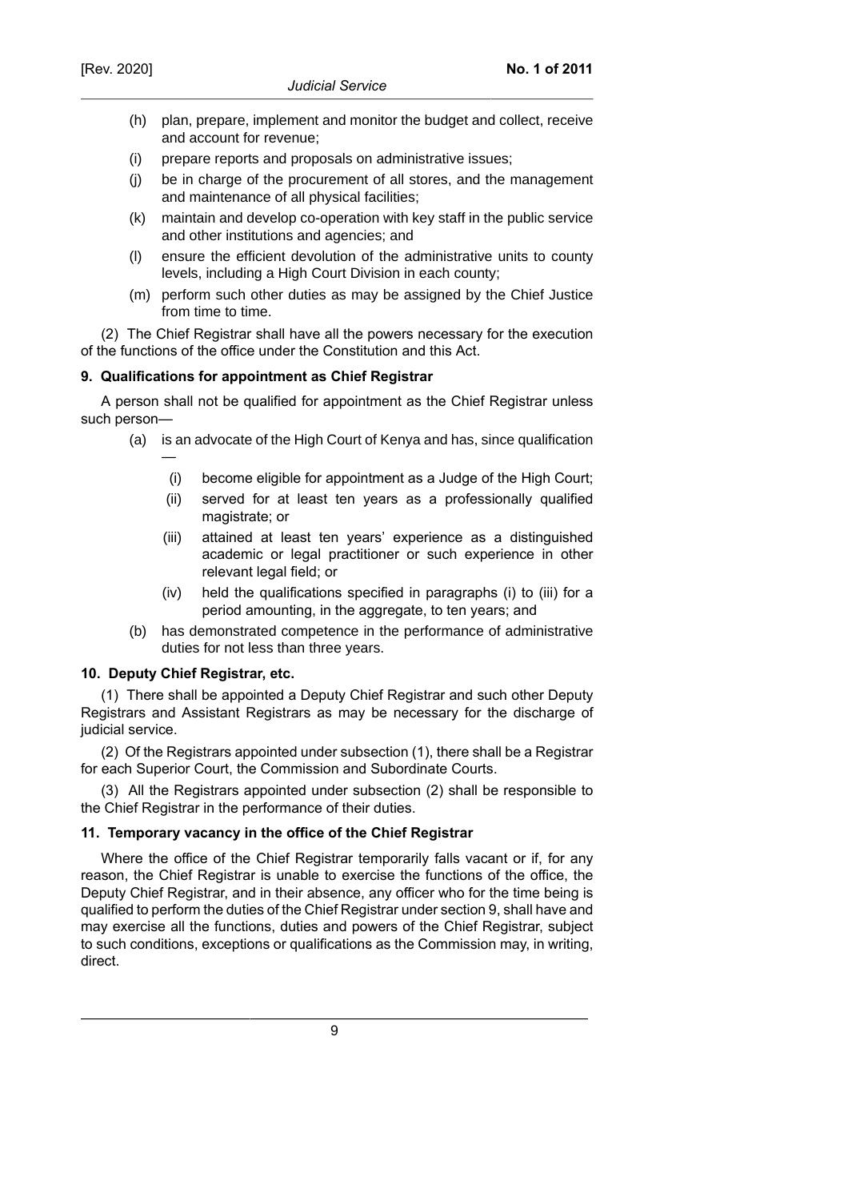(h) plan, prepare, implement and monitor the budget and collect, receive and account for revenue;

(i) prepare reports and proposals on administrative issues;

(j) be in charge of the procurement of all stores, and the management and maintenance of all physical facilities;

(k) maintain and develop co-operation with key staff in the public service and other institutions and agencies; and

(l) ensure the efficient devolution of the administrative units to county levels, including a High Court Division in each county;

(m) perform such other duties as may be assigned by the Chief Justice from time to time.

(2) The Chief Registrar shall have all the powers necessary for the execution of the functions of the office under the Constitution and this Act.

**9. Qualifications for appointment as Chief Registrar**

A person shall not be qualified for appointment as the Chief Registrar unless such person—

(a) is an advocate of the High Court of Kenya and has, since qualification —

(i) become eligible for appointment as a Judge of the High Court;

(ii) served for at least ten years as a professionally qualified magistrate; or

(iii) attained at least ten years' experience as a distinguished academic or legal practitioner or such experience in other relevant legal field; or

(iv) held the qualifications specified in paragraphs (i) to (iii) for a period amounting, in the aggregate, to ten years; and

(b) has demonstrated competence in the performance of administrative duties for not less than three years.

**10. Deputy Chief Registrar, etc.**

(1) There shall be appointed a Deputy Chief Registrar and such other Deputy Registrars and Assistant Registrars as may be necessary for the discharge of judicial service.

(2) Of the Registrars appointed under subsection (1), there shall be a Registrar for each Superior Court, the Commission and Subordinate Courts.

(3) All the Registrars appointed under subsection (2) shall be responsible to the Chief Registrar in the performance of their duties.

**11. Temporary vacancy in the office of the Chief Registrar**

Where the office of the Chief Registrar temporarily falls vacant or if, for any reason, the Chief Registrar is unable to exercise the functions of the office, the Deputy Chief Registrar, and in their absence, any officer who for the time being is qualified to perform the duties of the Chief Registrar under section 9, shall have and may exercise all the functions, duties and powers of the Chief Registrar, subject to such conditions, exceptions or qualifications as the Commission may, in writing, direct.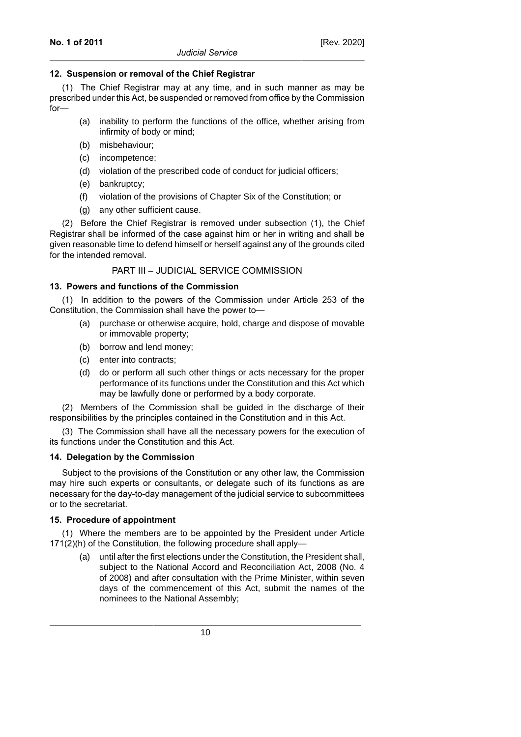### 12. Suspension or removal of the Chief Registrar

(1) The Chief Registrar may at any time, and in such manner as may be prescribed under this Act, be suspended or removed from office by the Commission for—

- (a) inability to perform the functions of the office, whether arising from infirmity of body or mind;
- (b) misbehaviour;
- (c) incompetence;
- (d) violation of the prescribed code of conduct for judicial officers;
- (e) bankruptcy;
- (f) violation of the provisions of Chapter Six of the Constitution; or
- (g) any other sufficient cause.

(2) Before the Chief Registrar is removed under subsection (1), the Chief Registrar shall be informed of the case against him or her in writing and shall be given reasonable time to defend himself or herself against any of the grounds cited for the intended removal.

## PART III – JUDICIAL SERVICE COMMISSION

### 13. Powers and functions of the Commission

(1) In addition to the powers of the Commission under Article 253 of the Constitution, the Commission shall have the power to—

- (a) purchase or otherwise acquire, hold, charge and dispose of movable or immovable property;
- (b) borrow and lend money;
- (c) enter into contracts;
- (d) do or perform all such other things or acts necessary for the proper performance of its functions under the Constitution and this Act which may be lawfully done or performed by a body corporate.

(2) Members of the Commission shall be guided in the discharge of their responsibilities by the principles contained in the Constitution and in this Act.

(3) The Commission shall have all the necessary powers for the execution of its functions under the Constitution and this Act.

### 14. Delegation by the Commission

Subject to the provisions of the Constitution or any other law, the Commission may hire such experts or consultants, or delegate such of its functions as are necessary for the day-to-day management of the judicial service to subcommittees or to the secretariat.

### 15. Procedure of appointment

(1) Where the members are to be appointed by the President under Article 171(2)(h) of the Constitution, the following procedure shall apply—

- (a) until after the first elections under the Constitution, the President shall, subject to the National Accord and Reconciliation Act, 2008 (No. 4 of 2008) and after consultation with the Prime Minister, within seven days of the commencement of this Act, submit the names of the nominees to the National Assembly;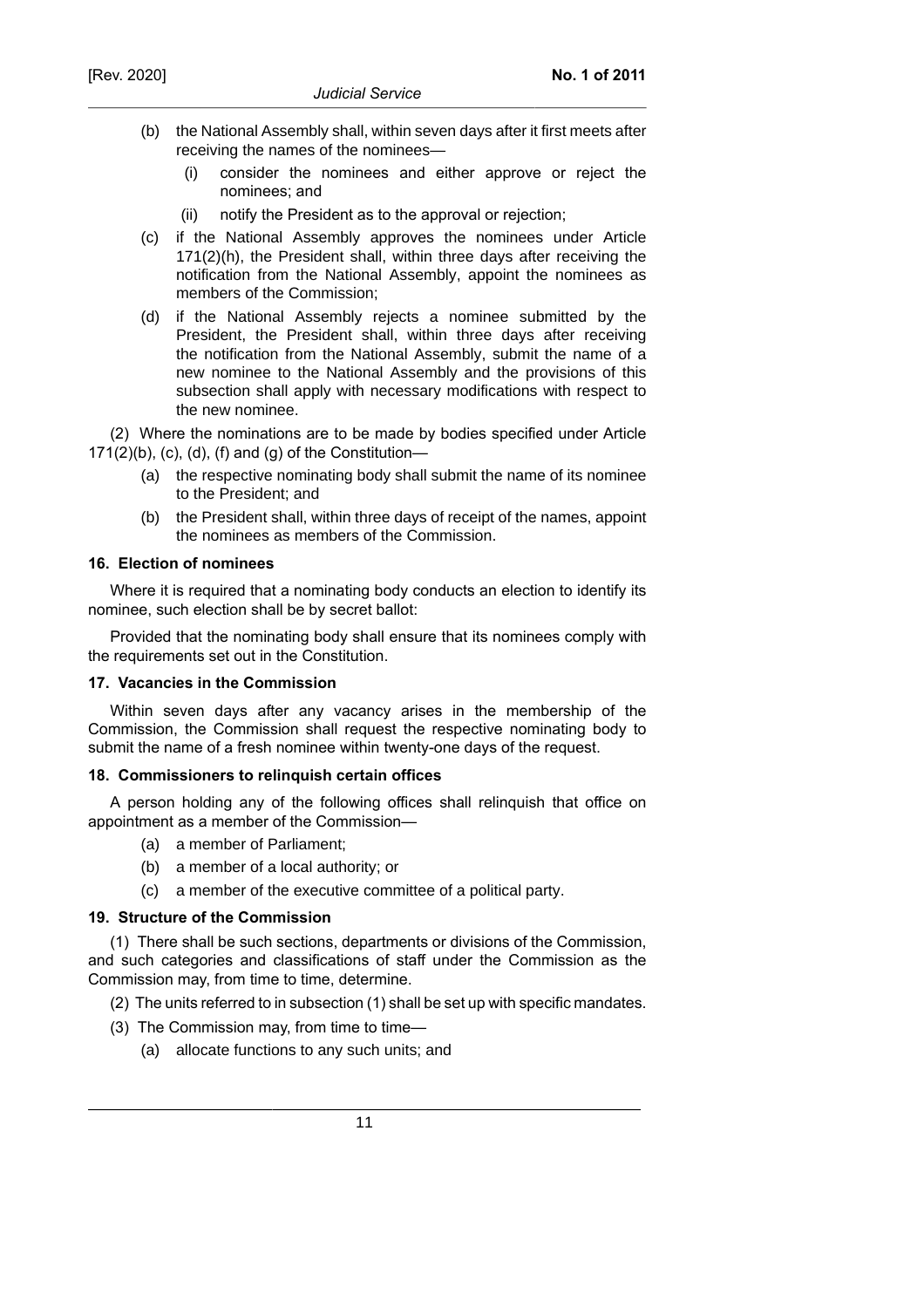(b) the National Assembly shall, within seven days after it first meets after receiving the names of the nominees—

  (i) consider the nominees and either approve or reject the nominees; and

  (ii) notify the President as to the approval or rejection;

(c) if the National Assembly approves the nominees under Article 171(2)(h), the President shall, within three days after receiving the notification from the National Assembly, appoint the nominees as members of the Commission;

(d) if the National Assembly rejects a nominee submitted by the President, the President shall, within three days after receiving the notification from the National Assembly, submit the name of a new nominee to the National Assembly and the provisions of this subsection shall apply with necessary modifications with respect to the new nominee.

(2) Where the nominations are to be made by bodies specified under Article 171(2)(b), (c), (d), (f) and (g) of the Constitution—

(a) the respective nominating body shall submit the name of its nominee to the President; and

(b) the President shall, within three days of receipt of the names, appoint the nominees as members of the Commission.

#### 16. Election of nominees

Where it is required that a nominating body conducts an election to identify its nominee, such election shall be by secret ballot:

Provided that the nominating body shall ensure that its nominees comply with the requirements set out in the Constitution.

#### 17. Vacancies in the Commission

Within seven days after any vacancy arises in the membership of the Commission, the Commission shall request the respective nominating body to submit the name of a fresh nominee within twenty-one days of the request.

#### 18. Commissioners to relinquish certain offices

A person holding any of the following offices shall relinquish that office on appointment as a member of the Commission—

(a) a member of Parliament;

(b) a member of a local authority; or

(c) a member of the executive committee of a political party.

#### 19. Structure of the Commission

(1) There shall be such sections, departments or divisions of the Commission, and such categories and classifications of staff under the Commission as the Commission may, from time to time, determine.

(2) The units referred to in subsection (1) shall be set up with specific mandates.

(3) The Commission may, from time to time—

(a) allocate functions to any such units; and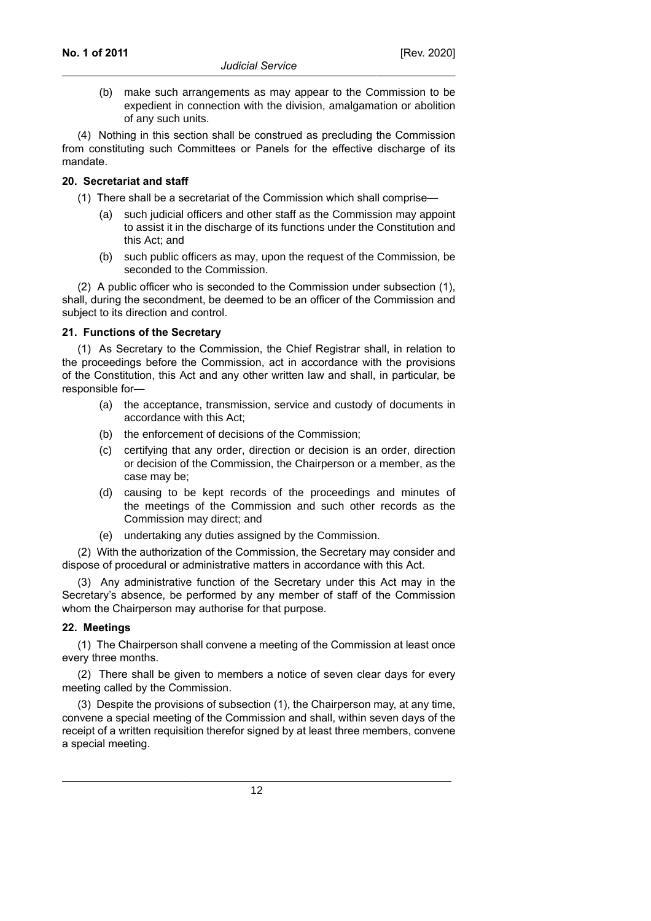(b) make such arrangements as may appear to the Commission to be expedient in connection with the division, amalgamation or abolition of any such units.

(4) Nothing in this section shall be construed as precluding the Commission from constituting such Committees or Panels for the effective discharge of its mandate.

**20. Secretariat and staff**

(1) There shall be a secretariat of the Commission which shall comprise—

(a) such judicial officers and other staff as the Commission may appoint to assist it in the discharge of its functions under the Constitution and this Act; and

(b) such public officers as may, upon the request of the Commission, be seconded to the Commission.

(2) A public officer who is seconded to the Commission under subsection (1), shall, during the secondment, be deemed to be an officer of the Commission and subject to its direction and control.

**21. Functions of the Secretary**

(1) As Secretary to the Commission, the Chief Registrar shall, in relation to the proceedings before the Commission, act in accordance with the provisions of the Constitution, this Act and any other written law and shall, in particular, be responsible for—

(a) the acceptance, transmission, service and custody of documents in accordance with this Act;

(b) the enforcement of decisions of the Commission;

(c) certifying that any order, direction or decision is an order, direction or decision of the Commission, the Chairperson or a member, as the case may be;

(d) causing to be kept records of the proceedings and minutes of the meetings of the Commission and such other records as the Commission may direct; and

(e) undertaking any duties assigned by the Commission.

(2) With the authorization of the Commission, the Secretary may consider and dispose of procedural or administrative matters in accordance with this Act.

(3) Any administrative function of the Secretary under this Act may in the Secretary's absence, be performed by any member of staff of the Commission whom the Chairperson may authorise for that purpose.

**22. Meetings**

(1) The Chairperson shall convene a meeting of the Commission at least once every three months.

(2) There shall be given to members a notice of seven clear days for every meeting called by the Commission.

(3) Despite the provisions of subsection (1), the Chairperson may, at any time, convene a special meeting of the Commission and shall, within seven days of the receipt of a written requisition therefor signed by at least three members, convene a special meeting.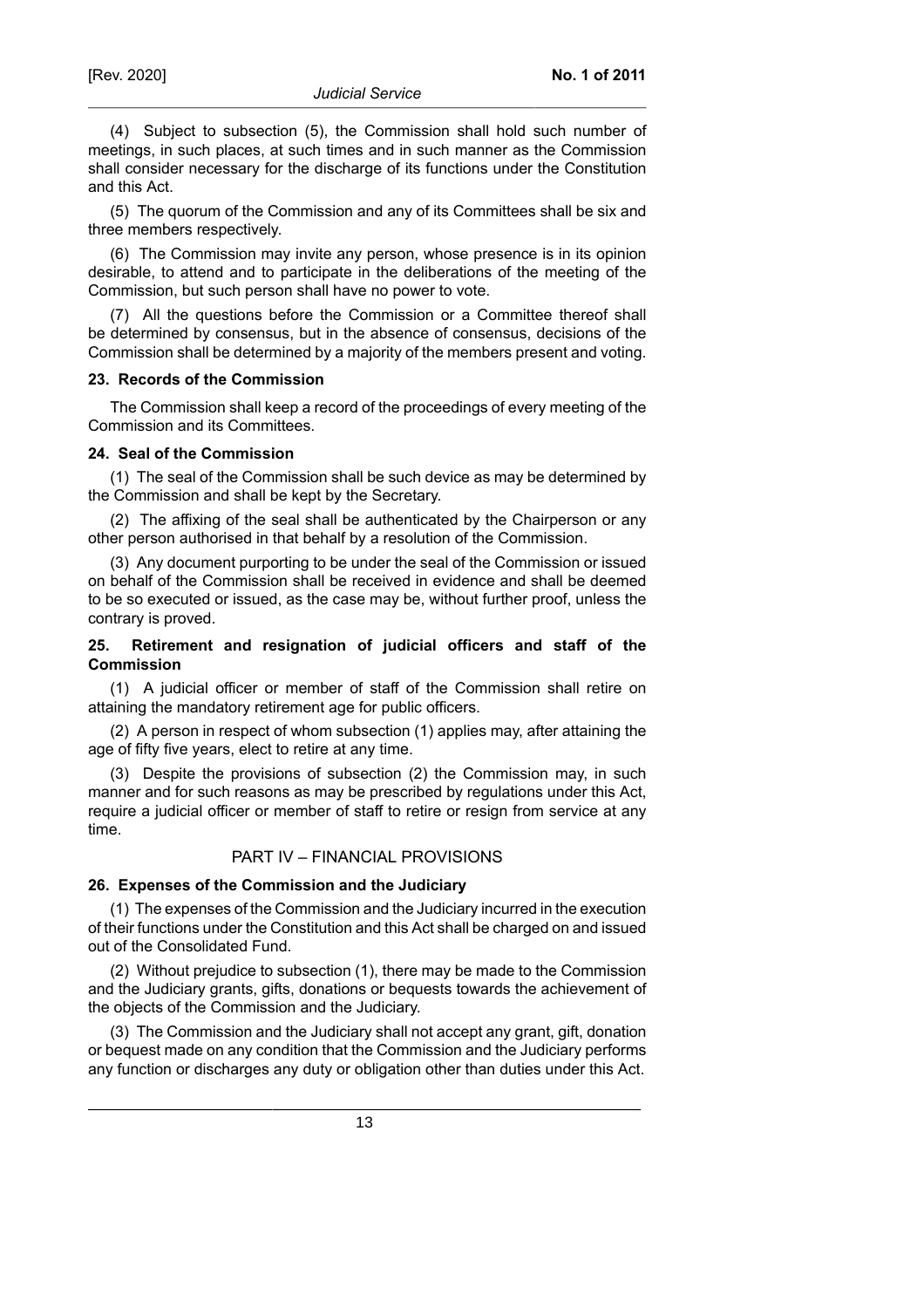(4) Subject to subsection (5), the Commission shall hold such number of meetings, in such places, at such times and in such manner as the Commission shall consider necessary for the discharge of its functions under the Constitution and this Act.

(5) The quorum of the Commission and any of its Committees shall be six and three members respectively.

(6) The Commission may invite any person, whose presence is in its opinion desirable, to attend and to participate in the deliberations of the meeting of the Commission, but such person shall have no power to vote.

(7) All the questions before the Commission or a Committee thereof shall be determined by consensus, but in the absence of consensus, decisions of the Commission shall be determined by a majority of the members present and voting.

**23. Records of the Commission**

The Commission shall keep a record of the proceedings of every meeting of the Commission and its Committees.

**24. Seal of the Commission**

(1) The seal of the Commission shall be such device as may be determined by the Commission and shall be kept by the Secretary.

(2) The affixing of the seal shall be authenticated by the Chairperson or any other person authorised in that behalf by a resolution of the Commission.

(3) Any document purporting to be under the seal of the Commission or issued on behalf of the Commission shall be received in evidence and shall be deemed to be so executed or issued, as the case may be, without further proof, unless the contrary is proved.

**25. Retirement and resignation of judicial officers and staff of the Commission**

(1) A judicial officer or member of staff of the Commission shall retire on attaining the mandatory retirement age for public officers.

(2) A person in respect of whom subsection (1) applies may, after attaining the age of fifty five years, elect to retire at any time.

(3) Despite the provisions of subsection (2) the Commission may, in such manner and for such reasons as may be prescribed by regulations under this Act, require a judicial officer or member of staff to retire or resign from service at any time.

## PART IV – FINANCIAL PROVISIONS

**26. Expenses of the Commission and the Judiciary**

(1) The expenses of the Commission and the Judiciary incurred in the execution of their functions under the Constitution and this Act shall be charged on and issued out of the Consolidated Fund.

(2) Without prejudice to subsection (1), there may be made to the Commission and the Judiciary grants, gifts, donations or bequests towards the achievement of the objects of the Commission and the Judiciary.

(3) The Commission and the Judiciary shall not accept any grant, gift, donation or bequest made on any condition that the Commission and the Judiciary performs any function or discharges any duty or obligation other than duties under this Act.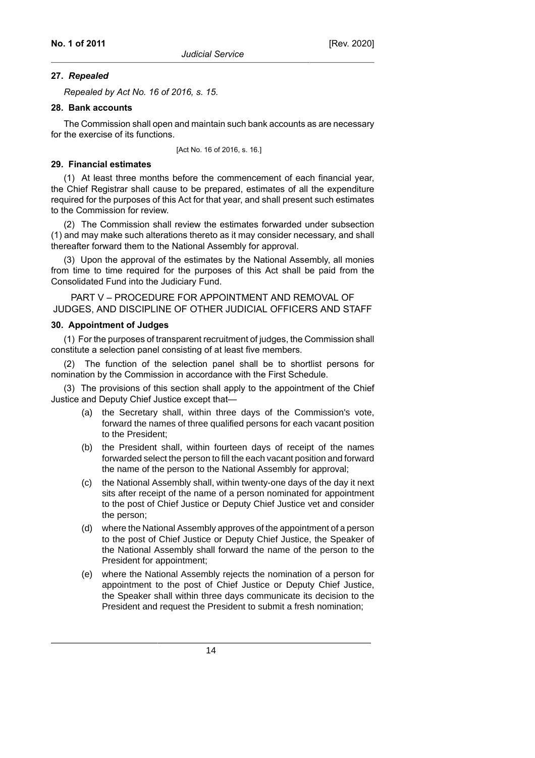**27. *Repealed***

*Repealed by Act No. 16 of 2016, s. 15.*

**28. Bank accounts**

The Commission shall open and maintain such bank accounts as are necessary for the exercise of its functions.

[Act No. 16 of 2016, s. 16.]

**29. Financial estimates**

(1) At least three months before the commencement of each financial year, the Chief Registrar shall cause to be prepared, estimates of all the expenditure required for the purposes of this Act for that year, and shall present such estimates to the Commission for review.

(2) The Commission shall review the estimates forwarded under subsection (1) and may make such alterations thereto as it may consider necessary, and shall thereafter forward them to the National Assembly for approval.

(3) Upon the approval of the estimates by the National Assembly, all monies from time to time required for the purposes of this Act shall be paid from the Consolidated Fund into the Judiciary Fund.

## PART V – PROCEDURE FOR APPOINTMENT AND REMOVAL OF JUDGES, AND DISCIPLINE OF OTHER JUDICIAL OFFICERS AND STAFF

**30. Appointment of Judges**

(1) For the purposes of transparent recruitment of judges, the Commission shall constitute a selection panel consisting of at least five members.

(2) The function of the selection panel shall be to shortlist persons for nomination by the Commission in accordance with the First Schedule.

(3) The provisions of this section shall apply to the appointment of the Chief Justice and Deputy Chief Justice except that—

(a) the Secretary shall, within three days of the Commission's vote, forward the names of three qualified persons for each vacant position to the President;

(b) the President shall, within fourteen days of receipt of the names forwarded select the person to fill the each vacant position and forward the name of the person to the National Assembly for approval;

(c) the National Assembly shall, within twenty-one days of the day it next sits after receipt of the name of a person nominated for appointment to the post of Chief Justice or Deputy Chief Justice vet and consider the person;

(d) where the National Assembly approves of the appointment of a person to the post of Chief Justice or Deputy Chief Justice, the Speaker of the National Assembly shall forward the name of the person to the President for appointment;

(e) where the National Assembly rejects the nomination of a person for appointment to the post of Chief Justice or Deputy Chief Justice, the Speaker shall within three days communicate its decision to the President and request the President to submit a fresh nomination;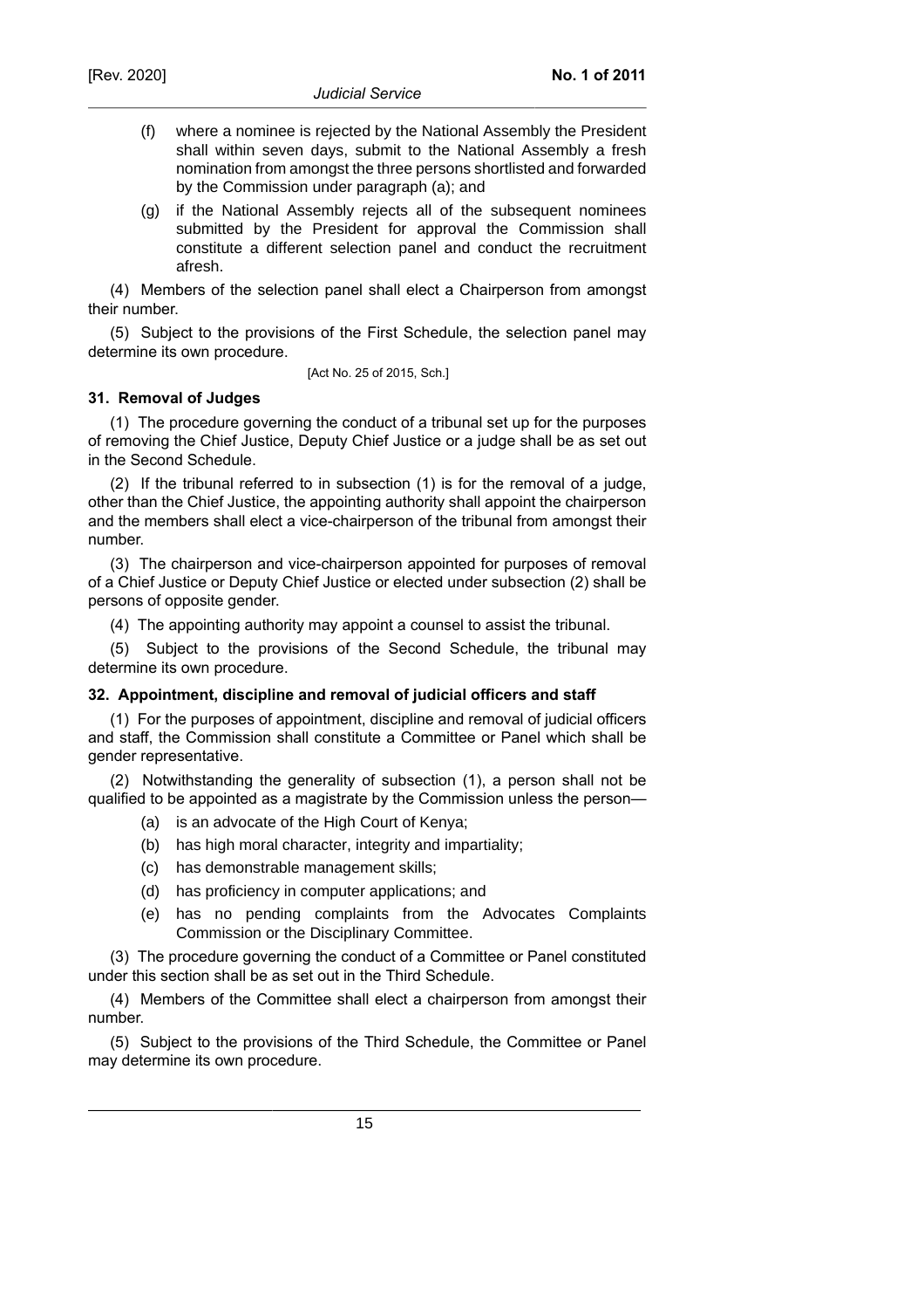(f) where a nominee is rejected by the National Assembly the President shall within seven days, submit to the National Assembly a fresh nomination from amongst the three persons shortlisted and forwarded by the Commission under paragraph (a); and

(g) if the National Assembly rejects all of the subsequent nominees submitted by the President for approval the Commission shall constitute a different selection panel and conduct the recruitment afresh.

(4) Members of the selection panel shall elect a Chairperson from amongst their number.

(5) Subject to the provisions of the First Schedule, the selection panel may determine its own procedure.

[Act No. 25 of 2015, Sch.]

**31. Removal of Judges**

(1) The procedure governing the conduct of a tribunal set up for the purposes of removing the Chief Justice, Deputy Chief Justice or a judge shall be as set out in the Second Schedule.

(2) If the tribunal referred to in subsection (1) is for the removal of a judge, other than the Chief Justice, the appointing authority shall appoint the chairperson and the members shall elect a vice-chairperson of the tribunal from amongst their number.

(3) The chairperson and vice-chairperson appointed for purposes of removal of a Chief Justice or Deputy Chief Justice or elected under subsection (2) shall be persons of opposite gender.

(4) The appointing authority may appoint a counsel to assist the tribunal.

(5) Subject to the provisions of the Second Schedule, the tribunal may determine its own procedure.

**32. Appointment, discipline and removal of judicial officers and staff**

(1) For the purposes of appointment, discipline and removal of judicial officers and staff, the Commission shall constitute a Committee or Panel which shall be gender representative.

(2) Notwithstanding the generality of subsection (1), a person shall not be qualified to be appointed as a magistrate by the Commission unless the person—

(a) is an advocate of the High Court of Kenya;

(b) has high moral character, integrity and impartiality;

(c) has demonstrable management skills;

(d) has proficiency in computer applications; and

(e) has no pending complaints from the Advocates Complaints Commission or the Disciplinary Committee.

(3) The procedure governing the conduct of a Committee or Panel constituted under this section shall be as set out in the Third Schedule.

(4) Members of the Committee shall elect a chairperson from amongst their number.

(5) Subject to the provisions of the Third Schedule, the Committee or Panel may determine its own procedure.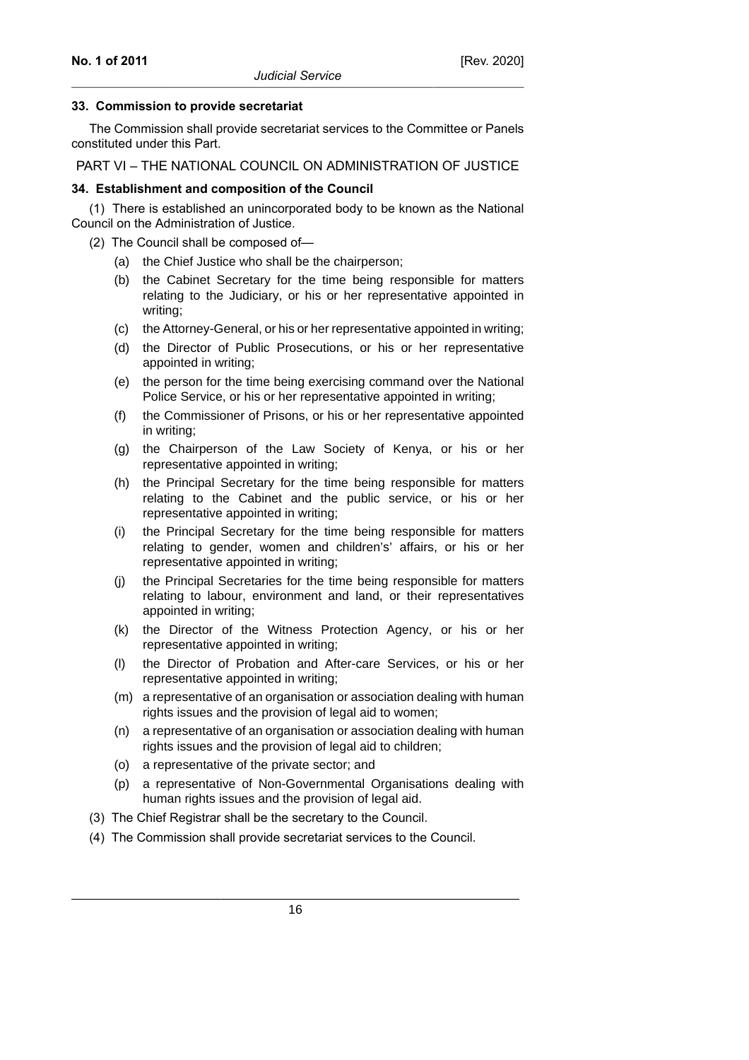**33. Commission to provide secretariat**

The Commission shall provide secretariat services to the Committee or Panels constituted under this Part.

PART VI – THE NATIONAL COUNCIL ON ADMINISTRATION OF JUSTICE

**34. Establishment and composition of the Council**

(1) There is established an unincorporated body to be known as the National Council on the Administration of Justice.

(2) The Council shall be composed of—

- (a) the Chief Justice who shall be the chairperson;
- (b) the Cabinet Secretary for the time being responsible for matters relating to the Judiciary, or his or her representative appointed in writing;
- (c) the Attorney-General, or his or her representative appointed in writing;
- (d) the Director of Public Prosecutions, or his or her representative appointed in writing;
- (e) the person for the time being exercising command over the National Police Service, or his or her representative appointed in writing;
- (f) the Commissioner of Prisons, or his or her representative appointed in writing;
- (g) the Chairperson of the Law Society of Kenya, or his or her representative appointed in writing;
- (h) the Principal Secretary for the time being responsible for matters relating to the Cabinet and the public service, or his or her representative appointed in writing;
- (i) the Principal Secretary for the time being responsible for matters relating to gender, women and children's' affairs, or his or her representative appointed in writing;
- (j) the Principal Secretaries for the time being responsible for matters relating to labour, environment and land, or their representatives appointed in writing;
- (k) the Director of the Witness Protection Agency, or his or her representative appointed in writing;
- (l) the Director of Probation and After-care Services, or his or her representative appointed in writing;
- (m) a representative of an organisation or association dealing with human rights issues and the provision of legal aid to women;
- (n) a representative of an organisation or association dealing with human rights issues and the provision of legal aid to children;
- (o) a representative of the private sector; and
- (p) a representative of Non-Governmental Organisations dealing with human rights issues and the provision of legal aid.

(3) The Chief Registrar shall be the secretary to the Council.

(4) The Commission shall provide secretariat services to the Council.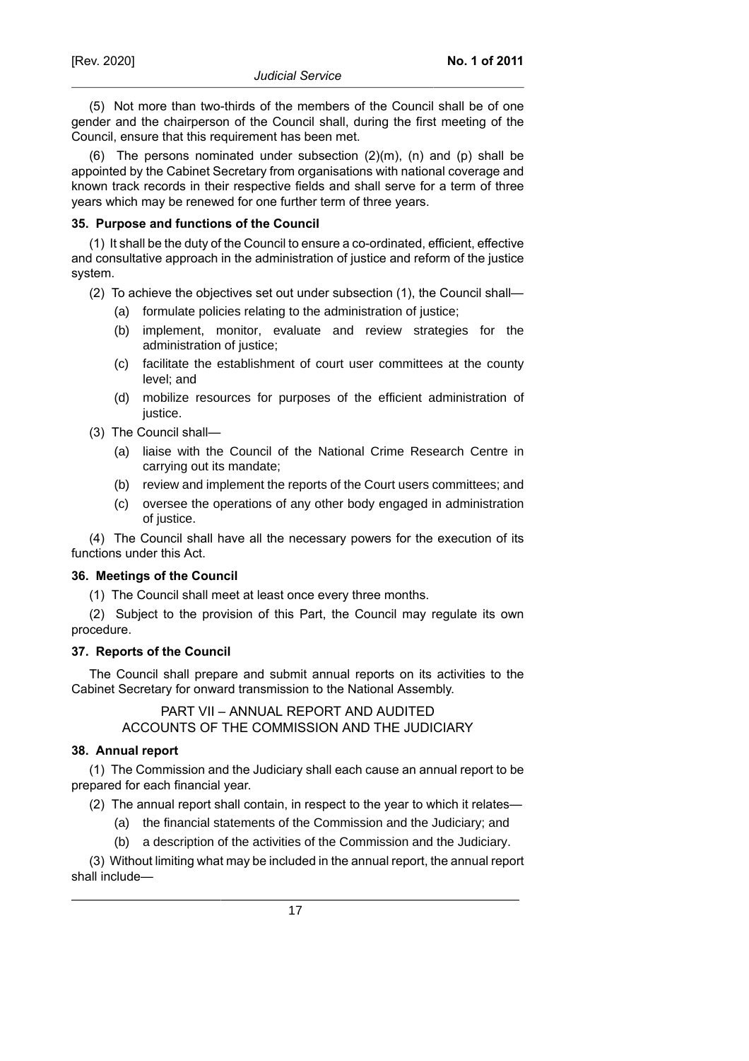(5) Not more than two-thirds of the members of the Council shall be of one gender and the chairperson of the Council shall, during the first meeting of the Council, ensure that this requirement has been met.

(6) The persons nominated under subsection (2)(m), (n) and (p) shall be appointed by the Cabinet Secretary from organisations with national coverage and known track records in their respective fields and shall serve for a term of three years which may be renewed for one further term of three years.

**35. Purpose and functions of the Council**

(1) It shall be the duty of the Council to ensure a co-ordinated, efficient, effective and consultative approach in the administration of justice and reform of the justice system.

(2) To achieve the objectives set out under subsection (1), the Council shall—

- (a) formulate policies relating to the administration of justice;
- (b) implement, monitor, evaluate and review strategies for the administration of justice;
- (c) facilitate the establishment of court user committees at the county level; and
- (d) mobilize resources for purposes of the efficient administration of justice.

(3) The Council shall—

- (a) liaise with the Council of the National Crime Research Centre in carrying out its mandate;
- (b) review and implement the reports of the Court users committees; and
- (c) oversee the operations of any other body engaged in administration of justice.

(4) The Council shall have all the necessary powers for the execution of its functions under this Act.

**36. Meetings of the Council**

(1) The Council shall meet at least once every three months.

(2) Subject to the provision of this Part, the Council may regulate its own procedure.

**37. Reports of the Council**

The Council shall prepare and submit annual reports on its activities to the Cabinet Secretary for onward transmission to the National Assembly.

## PART VII – ANNUAL REPORT AND AUDITED ACCOUNTS OF THE COMMISSION AND THE JUDICIARY

**38. Annual report**

(1) The Commission and the Judiciary shall each cause an annual report to be prepared for each financial year.

(2) The annual report shall contain, in respect to the year to which it relates—

- (a) the financial statements of the Commission and the Judiciary; and
- (b) a description of the activities of the Commission and the Judiciary.

(3) Without limiting what may be included in the annual report, the annual report shall include—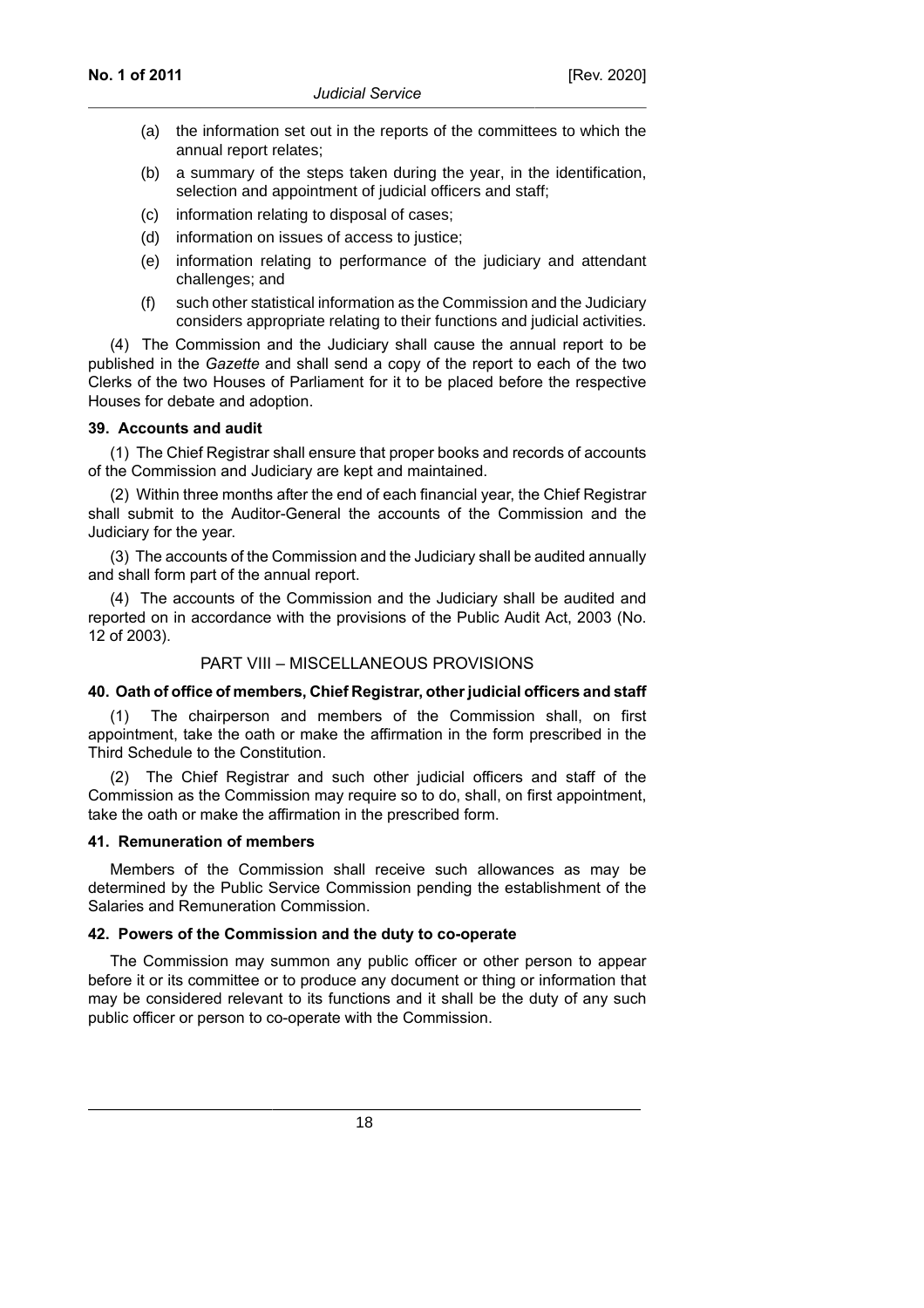(a) the information set out in the reports of the committees to which the annual report relates;

(b) a summary of the steps taken during the year, in the identification, selection and appointment of judicial officers and staff;

(c) information relating to disposal of cases;

(d) information on issues of access to justice;

(e) information relating to performance of the judiciary and attendant challenges; and

(f) such other statistical information as the Commission and the Judiciary considers appropriate relating to their functions and judicial activities.

(4) The Commission and the Judiciary shall cause the annual report to be published in the *Gazette* and shall send a copy of the report to each of the two Clerks of the two Houses of Parliament for it to be placed before the respective Houses for debate and adoption.

**39. Accounts and audit**

(1) The Chief Registrar shall ensure that proper books and records of accounts of the Commission and Judiciary are kept and maintained.

(2) Within three months after the end of each financial year, the Chief Registrar shall submit to the Auditor-General the accounts of the Commission and the Judiciary for the year.

(3) The accounts of the Commission and the Judiciary shall be audited annually and shall form part of the annual report.

(4) The accounts of the Commission and the Judiciary shall be audited and reported on in accordance with the provisions of the Public Audit Act, 2003 (No. 12 of 2003).

## PART VIII – MISCELLANEOUS PROVISIONS

**40. Oath of office of members, Chief Registrar, other judicial officers and staff**

(1) The chairperson and members of the Commission shall, on first appointment, take the oath or make the affirmation in the form prescribed in the Third Schedule to the Constitution.

(2) The Chief Registrar and such other judicial officers and staff of the Commission as the Commission may require so to do, shall, on first appointment, take the oath or make the affirmation in the prescribed form.

**41. Remuneration of members**

Members of the Commission shall receive such allowances as may be determined by the Public Service Commission pending the establishment of the Salaries and Remuneration Commission.

**42. Powers of the Commission and the duty to co-operate**

The Commission may summon any public officer or other person to appear before it or its committee or to produce any document or thing or information that may be considered relevant to its functions and it shall be the duty of any such public officer or person to co-operate with the Commission.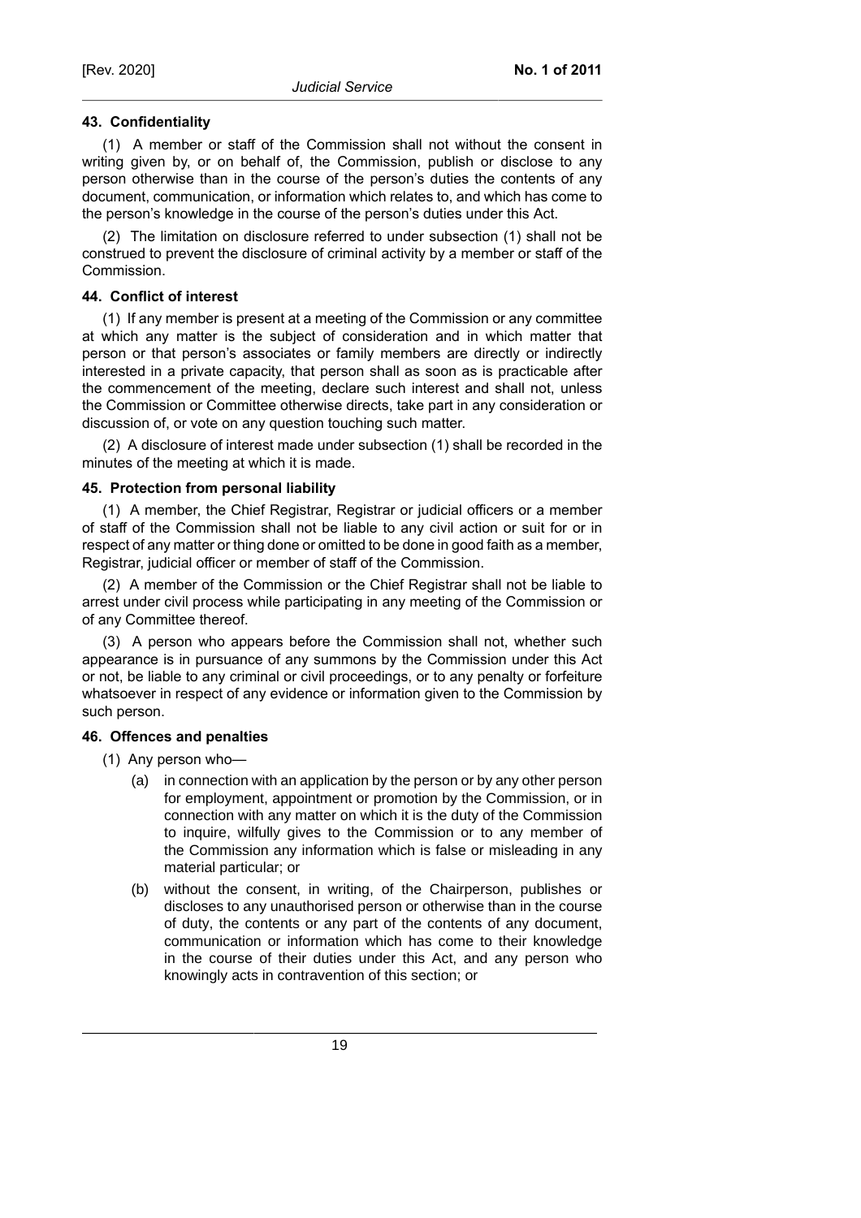**43. Confidentiality**

(1) A member or staff of the Commission shall not without the consent in writing given by, or on behalf of, the Commission, publish or disclose to any person otherwise than in the course of the person's duties the contents of any document, communication, or information which relates to, and which has come to the person's knowledge in the course of the person's duties under this Act.

(2) The limitation on disclosure referred to under subsection (1) shall not be construed to prevent the disclosure of criminal activity by a member or staff of the Commission.

**44. Conflict of interest**

(1) If any member is present at a meeting of the Commission or any committee at which any matter is the subject of consideration and in which matter that person or that person's associates or family members are directly or indirectly interested in a private capacity, that person shall as soon as is practicable after the commencement of the meeting, declare such interest and shall not, unless the Commission or Committee otherwise directs, take part in any consideration or discussion of, or vote on any question touching such matter.

(2) A disclosure of interest made under subsection (1) shall be recorded in the minutes of the meeting at which it is made.

**45. Protection from personal liability**

(1) A member, the Chief Registrar, Registrar or judicial officers or a member of staff of the Commission shall not be liable to any civil action or suit for or in respect of any matter or thing done or omitted to be done in good faith as a member, Registrar, judicial officer or member of staff of the Commission.

(2) A member of the Commission or the Chief Registrar shall not be liable to arrest under civil process while participating in any meeting of the Commission or of any Committee thereof.

(3) A person who appears before the Commission shall not, whether such appearance is in pursuance of any summons by the Commission under this Act or not, be liable to any criminal or civil proceedings, or to any penalty or forfeiture whatsoever in respect of any evidence or information given to the Commission by such person.

**46. Offences and penalties**

(1) Any person who—

- (a) in connection with an application by the person or by any other person for employment, appointment or promotion by the Commission, or in connection with any matter on which it is the duty of the Commission to inquire, wilfully gives to the Commission or to any member of the Commission any information which is false or misleading in any material particular; or
- (b) without the consent, in writing, of the Chairperson, publishes or discloses to any unauthorised person or otherwise than in the course of duty, the contents or any part of the contents of any document, communication or information which has come to their knowledge in the course of their duties under this Act, and any person who knowingly acts in contravention of this section; or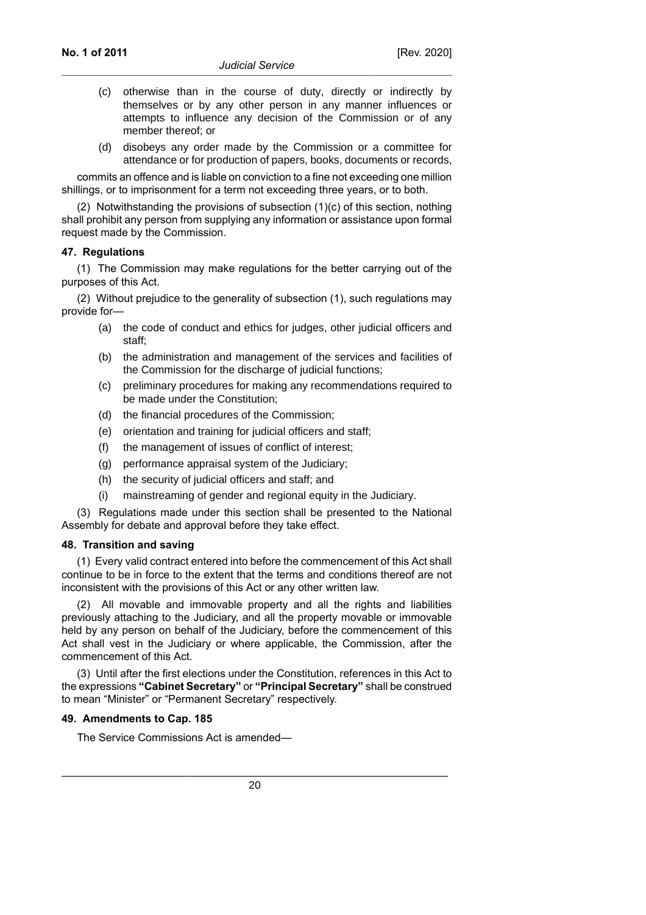(c) otherwise than in the course of duty, directly or indirectly by themselves or by any other person in any manner influences or attempts to influence any decision of the Commission or of any member thereof; or

(d) disobeys any order made by the Commission or a committee for attendance or for production of papers, books, documents or records,

commits an offence and is liable on conviction to a fine not exceeding one million shillings, or to imprisonment for a term not exceeding three years, or to both.

(2) Notwithstanding the provisions of subsection (1)(c) of this section, nothing shall prohibit any person from supplying any information or assistance upon formal request made by the Commission.

**47. Regulations**

(1) The Commission may make regulations for the better carrying out of the purposes of this Act.

(2) Without prejudice to the generality of subsection (1), such regulations may provide for—

(a) the code of conduct and ethics for judges, other judicial officers and staff;

(b) the administration and management of the services and facilities of the Commission for the discharge of judicial functions;

(c) preliminary procedures for making any recommendations required to be made under the Constitution;

(d) the financial procedures of the Commission;

(e) orientation and training for judicial officers and staff;

(f) the management of issues of conflict of interest;

(g) performance appraisal system of the Judiciary;

(h) the security of judicial officers and staff; and

(i) mainstreaming of gender and regional equity in the Judiciary.

(3) Regulations made under this section shall be presented to the National Assembly for debate and approval before they take effect.

**48. Transition and saving**

(1) Every valid contract entered into before the commencement of this Act shall continue to be in force to the extent that the terms and conditions thereof are not inconsistent with the provisions of this Act or any other written law.

(2) All movable and immovable property and all the rights and liabilities previously attaching to the Judiciary, and all the property movable or immovable held by any person on behalf of the Judiciary, before the commencement of this Act shall vest in the Judiciary or where applicable, the Commission, after the commencement of this Act.

(3) Until after the first elections under the Constitution, references in this Act to the expressions **"Cabinet Secretary"** or **"Principal Secretary"** shall be construed to mean "Minister" or "Permanent Secretary" respectively.

**49. Amendments to Cap. 185**

The Service Commissions Act is amended—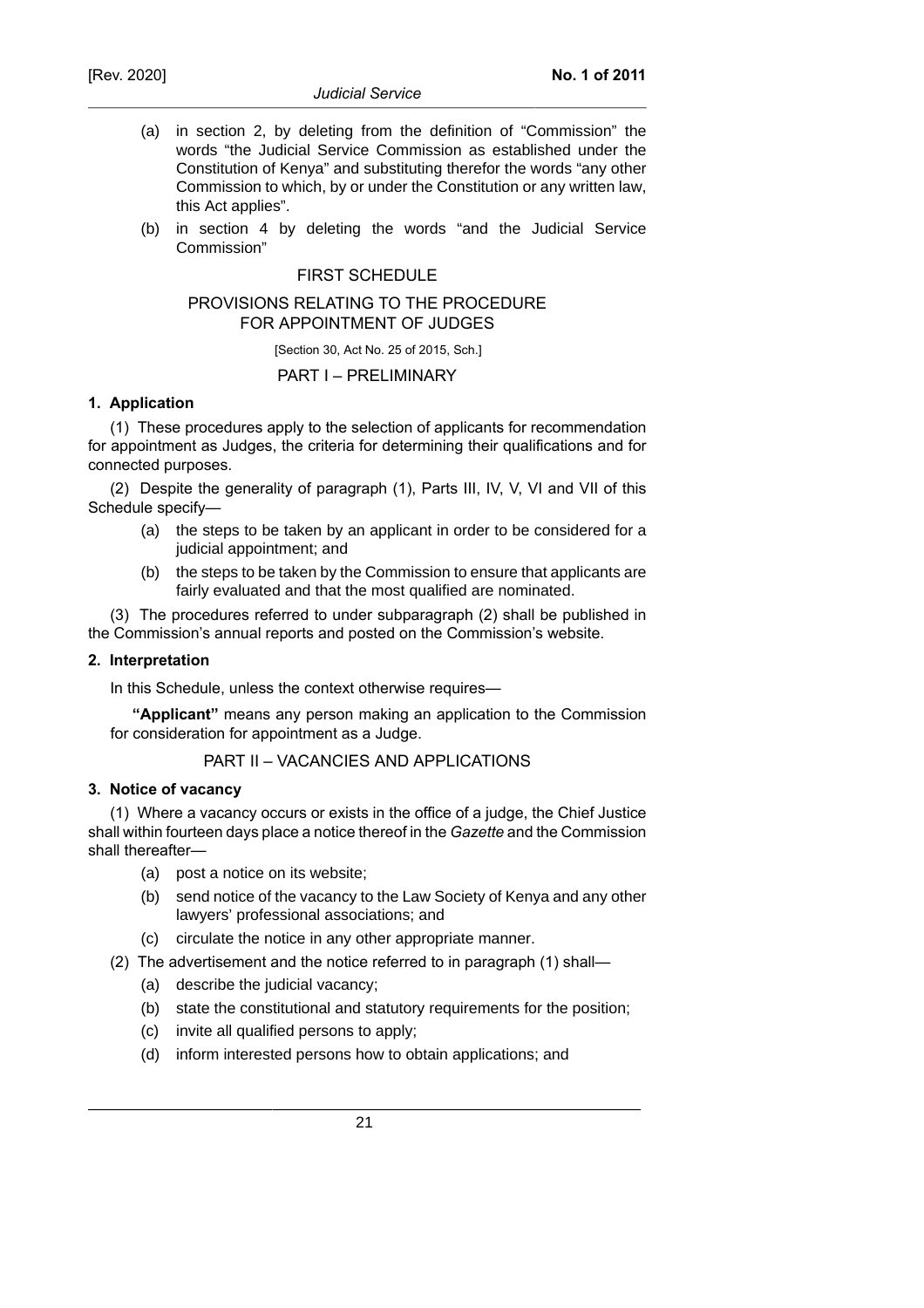(a) in section 2, by deleting from the definition of "Commission" the words "the Judicial Service Commission as established under the Constitution of Kenya" and substituting therefor the words "any other Commission to which, by or under the Constitution or any written law, this Act applies".

(b) in section 4 by deleting the words "and the Judicial Service Commission"

## FIRST SCHEDULE

## PROVISIONS RELATING TO THE PROCEDURE FOR APPOINTMENT OF JUDGES

[Section 30, Act No. 25 of 2015, Sch.]

## PART I – PRELIMINARY

### 1. Application

(1) These procedures apply to the selection of applicants for recommendation for appointment as Judges, the criteria for determining their qualifications and for connected purposes.

(2) Despite the generality of paragraph (1), Parts III, IV, V, VI and VII of this Schedule specify—

- (a) the steps to be taken by an applicant in order to be considered for a judicial appointment; and
- (b) the steps to be taken by the Commission to ensure that applicants are fairly evaluated and that the most qualified are nominated.

(3) The procedures referred to under subparagraph (2) shall be published in the Commission's annual reports and posted on the Commission's website.

### 2. Interpretation

In this Schedule, unless the context otherwise requires—

**"Applicant"** means any person making an application to the Commission for consideration for appointment as a Judge.

## PART II – VACANCIES AND APPLICATIONS

### 3. Notice of vacancy

(1) Where a vacancy occurs or exists in the office of a judge, the Chief Justice shall within fourteen days place a notice thereof in the *Gazette* and the Commission shall thereafter—

- (a) post a notice on its website;
- (b) send notice of the vacancy to the Law Society of Kenya and any other lawyers' professional associations; and
- (c) circulate the notice in any other appropriate manner.

(2) The advertisement and the notice referred to in paragraph (1) shall—

- (a) describe the judicial vacancy;
- (b) state the constitutional and statutory requirements for the position;
- (c) invite all qualified persons to apply;
- (d) inform interested persons how to obtain applications; and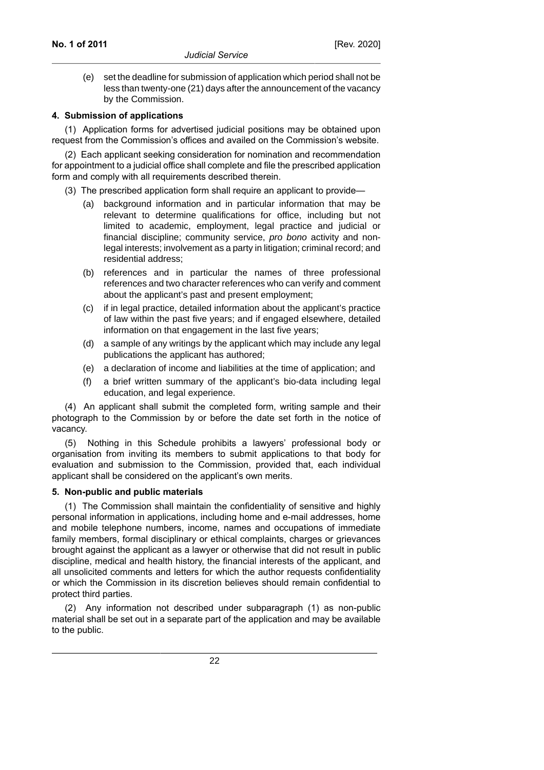(e) set the deadline for submission of application which period shall not be less than twenty-one (21) days after the announcement of the vacancy by the Commission.

**4. Submission of applications**

(1) Application forms for advertised judicial positions may be obtained upon request from the Commission's offices and availed on the Commission's website.

(2) Each applicant seeking consideration for nomination and recommendation for appointment to a judicial office shall complete and file the prescribed application form and comply with all requirements described therein.

(3) The prescribed application form shall require an applicant to provide—

(a) background information and in particular information that may be relevant to determine qualifications for office, including but not limited to academic, employment, legal practice and judicial or financial discipline; community service, *pro bono* activity and non-legal interests; involvement as a party in litigation; criminal record; and residential address;

(b) references and in particular the names of three professional references and two character references who can verify and comment about the applicant's past and present employment;

(c) if in legal practice, detailed information about the applicant's practice of law within the past five years; and if engaged elsewhere, detailed information on that engagement in the last five years;

(d) a sample of any writings by the applicant which may include any legal publications the applicant has authored;

(e) a declaration of income and liabilities at the time of application; and

(f) a brief written summary of the applicant's bio-data including legal education, and legal experience.

(4) An applicant shall submit the completed form, writing sample and their photograph to the Commission by or before the date set forth in the notice of vacancy.

(5) Nothing in this Schedule prohibits a lawyers' professional body or organisation from inviting its members to submit applications to that body for evaluation and submission to the Commission, provided that, each individual applicant shall be considered on the applicant's own merits.

**5. Non-public and public materials**

(1) The Commission shall maintain the confidentiality of sensitive and highly personal information in applications, including home and e-mail addresses, home and mobile telephone numbers, income, names and occupations of immediate family members, formal disciplinary or ethical complaints, charges or grievances brought against the applicant as a lawyer or otherwise that did not result in public discipline, medical and health history, the financial interests of the applicant, and all unsolicited comments and letters for which the author requests confidentiality or which the Commission in its discretion believes should remain confidential to protect third parties.

(2) Any information not described under subparagraph (1) as non-public material shall be set out in a separate part of the application and may be available to the public.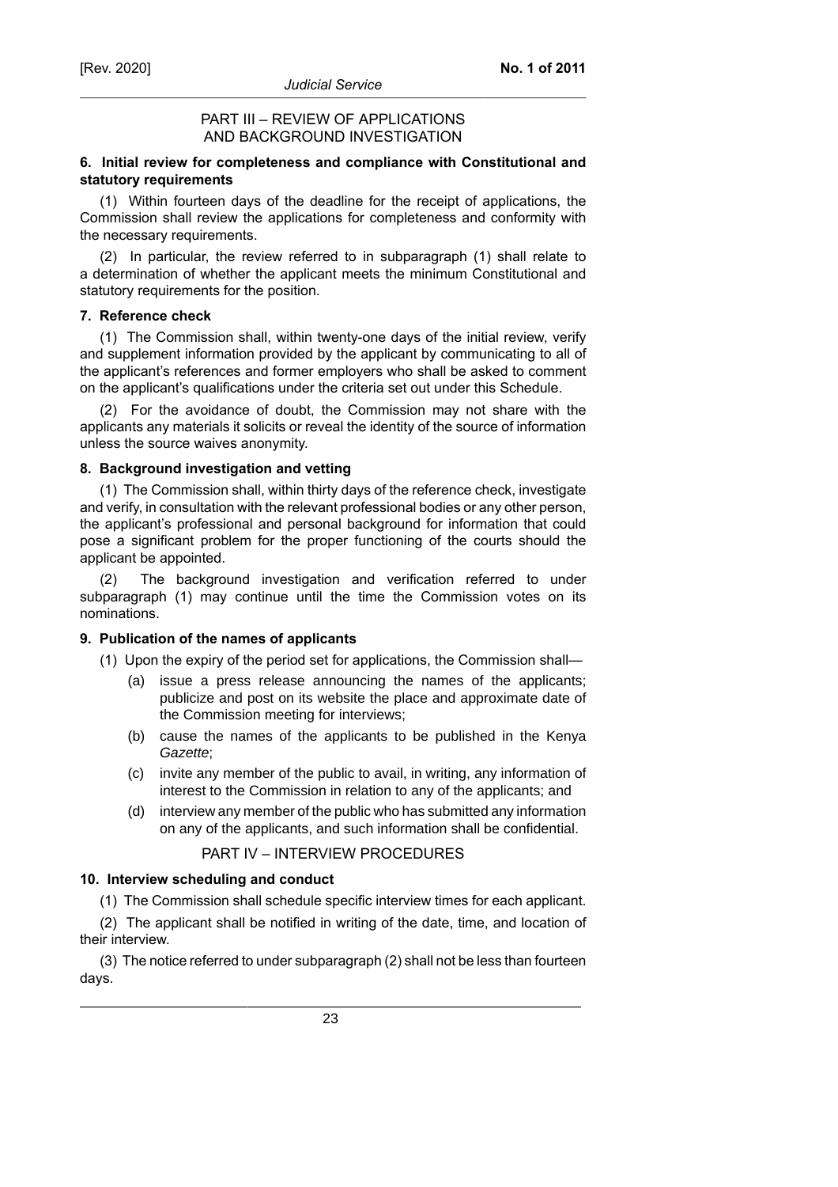## PART III – REVIEW OF APPLICATIONS AND BACKGROUND INVESTIGATION

**6. Initial review for completeness and compliance with Constitutional and statutory requirements**

(1) Within fourteen days of the deadline for the receipt of applications, the Commission shall review the applications for completeness and conformity with the necessary requirements.

(2) In particular, the review referred to in subparagraph (1) shall relate to a determination of whether the applicant meets the minimum Constitutional and statutory requirements for the position.

**7. Reference check**

(1) The Commission shall, within twenty-one days of the initial review, verify and supplement information provided by the applicant by communicating to all of the applicant's references and former employers who shall be asked to comment on the applicant's qualifications under the criteria set out under this Schedule.

(2) For the avoidance of doubt, the Commission may not share with the applicants any materials it solicits or reveal the identity of the source of information unless the source waives anonymity.

**8. Background investigation and vetting**

(1) The Commission shall, within thirty days of the reference check, investigate and verify, in consultation with the relevant professional bodies or any other person, the applicant's professional and personal background for information that could pose a significant problem for the proper functioning of the courts should the applicant be appointed.

(2) The background investigation and verification referred to under subparagraph (1) may continue until the time the Commission votes on its nominations.

**9. Publication of the names of applicants**

(1) Upon the expiry of the period set for applications, the Commission shall—

(a) issue a press release announcing the names of the applicants; publicize and post on its website the place and approximate date of the Commission meeting for interviews;

(b) cause the names of the applicants to be published in the Kenya *Gazette*;

(c) invite any member of the public to avail, in writing, any information of interest to the Commission in relation to any of the applicants; and

(d) interview any member of the public who has submitted any information on any of the applicants, and such information shall be confidential.

## PART IV – INTERVIEW PROCEDURES

**10. Interview scheduling and conduct**

(1) The Commission shall schedule specific interview times for each applicant.

(2) The applicant shall be notified in writing of the date, time, and location of their interview.

(3) The notice referred to under subparagraph (2) shall not be less than fourteen days.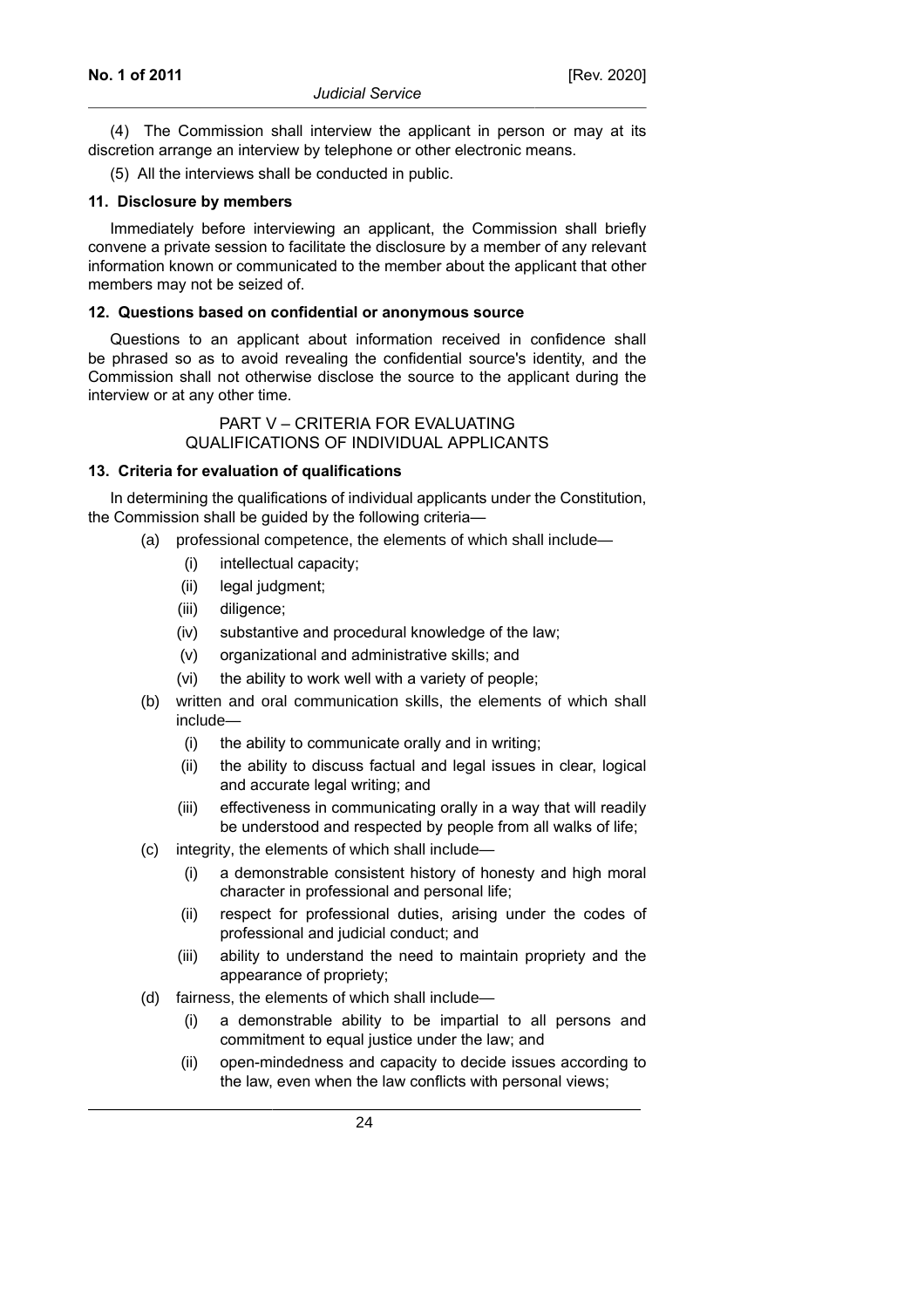(4) The Commission shall interview the applicant in person or may at its discretion arrange an interview by telephone or other electronic means.

(5) All the interviews shall be conducted in public.

**11. Disclosure by members**

Immediately before interviewing an applicant, the Commission shall briefly convene a private session to facilitate the disclosure by a member of any relevant information known or communicated to the member about the applicant that other members may not be seized of.

**12. Questions based on confidential or anonymous source**

Questions to an applicant about information received in confidence shall be phrased so as to avoid revealing the confidential source's identity, and the Commission shall not otherwise disclose the source to the applicant during the interview or at any other time.

## PART V – CRITERIA FOR EVALUATING QUALIFICATIONS OF INDIVIDUAL APPLICANTS

**13. Criteria for evaluation of qualifications**

In determining the qualifications of individual applicants under the Constitution, the Commission shall be guided by the following criteria—

(a) professional competence, the elements of which shall include—

  (i) intellectual capacity;

  (ii) legal judgment;

  (iii) diligence;

  (iv) substantive and procedural knowledge of the law;

  (v) organizational and administrative skills; and

  (vi) the ability to work well with a variety of people;

(b) written and oral communication skills, the elements of which shall include—

  (i) the ability to communicate orally and in writing;

  (ii) the ability to discuss factual and legal issues in clear, logical and accurate legal writing; and

  (iii) effectiveness in communicating orally in a way that will readily be understood and respected by people from all walks of life;

(c) integrity, the elements of which shall include—

  (i) a demonstrable consistent history of honesty and high moral character in professional and personal life;

  (ii) respect for professional duties, arising under the codes of professional and judicial conduct; and

  (iii) ability to understand the need to maintain propriety and the appearance of propriety;

(d) fairness, the elements of which shall include—

  (i) a demonstrable ability to be impartial to all persons and commitment to equal justice under the law; and

  (ii) open-mindedness and capacity to decide issues according to the law, even when the law conflicts with personal views;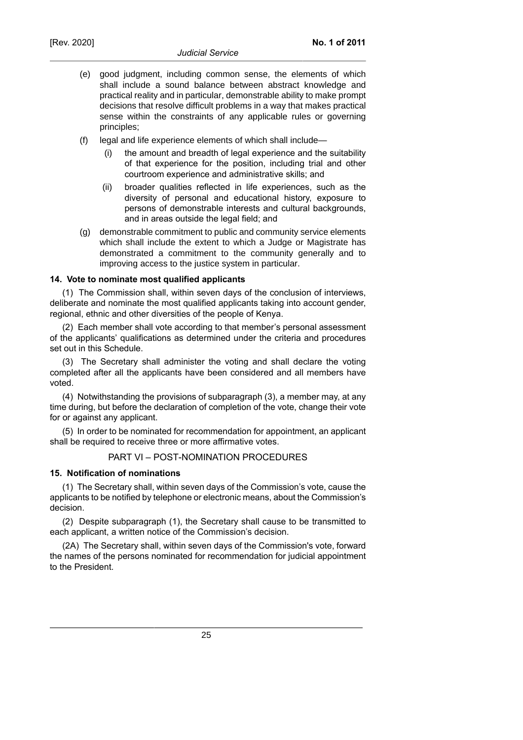(e) good judgment, including common sense, the elements of which shall include a sound balance between abstract knowledge and practical reality and in particular, demonstrable ability to make prompt decisions that resolve difficult problems in a way that makes practical sense within the constraints of any applicable rules or governing principles;

(f) legal and life experience elements of which shall include—

   (i) the amount and breadth of legal experience and the suitability of that experience for the position, including trial and other courtroom experience and administrative skills; and

   (ii) broader qualities reflected in life experiences, such as the diversity of personal and educational history, exposure to persons of demonstrable interests and cultural backgrounds, and in areas outside the legal field; and

(g) demonstrable commitment to public and community service elements which shall include the extent to which a Judge or Magistrate has demonstrated a commitment to the community generally and to improving access to the justice system in particular.

**14. Vote to nominate most qualified applicants**

(1) The Commission shall, within seven days of the conclusion of interviews, deliberate and nominate the most qualified applicants taking into account gender, regional, ethnic and other diversities of the people of Kenya.

(2) Each member shall vote according to that member's personal assessment of the applicants' qualifications as determined under the criteria and procedures set out in this Schedule.

(3) The Secretary shall administer the voting and shall declare the voting completed after all the applicants have been considered and all members have voted.

(4) Notwithstanding the provisions of subparagraph (3), a member may, at any time during, but before the declaration of completion of the vote, change their vote for or against any applicant.

(5) In order to be nominated for recommendation for appointment, an applicant shall be required to receive three or more affirmative votes.

## PART VI – POST-NOMINATION PROCEDURES

**15. Notification of nominations**

(1) The Secretary shall, within seven days of the Commission's vote, cause the applicants to be notified by telephone or electronic means, about the Commission's decision.

(2) Despite subparagraph (1), the Secretary shall cause to be transmitted to each applicant, a written notice of the Commission's decision.

(2A) The Secretary shall, within seven days of the Commission's vote, forward the names of the persons nominated for recommendation for judicial appointment to the President.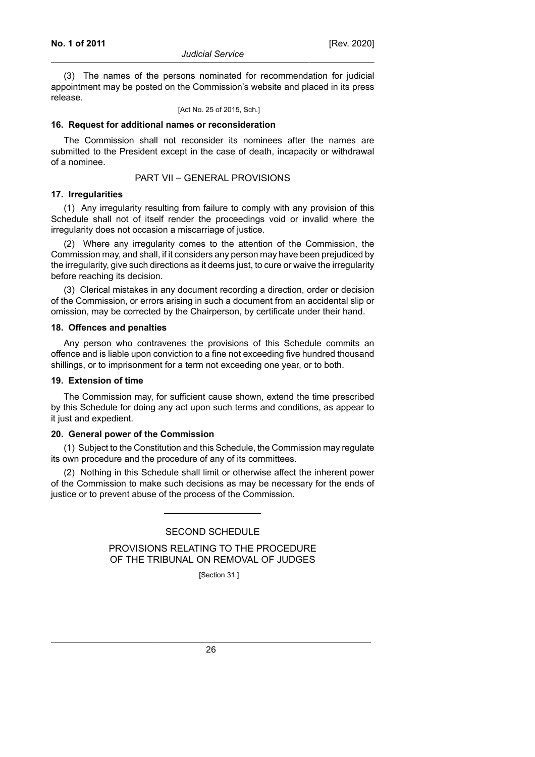(3) The names of the persons nominated for recommendation for judicial appointment may be posted on the Commission's website and placed in its press release.

[Act No. 25 of 2015, Sch.]

**16. Request for additional names or reconsideration**

The Commission shall not reconsider its nominees after the names are submitted to the President except in the case of death, incapacity or withdrawal of a nominee.

## PART VII – GENERAL PROVISIONS

**17. Irregularities**

(1) Any irregularity resulting from failure to comply with any provision of this Schedule shall not of itself render the proceedings void or invalid where the irregularity does not occasion a miscarriage of justice.

(2) Where any irregularity comes to the attention of the Commission, the Commission may, and shall, if it considers any person may have been prejudiced by the irregularity, give such directions as it deems just, to cure or waive the irregularity before reaching its decision.

(3) Clerical mistakes in any document recording a direction, order or decision of the Commission, or errors arising in such a document from an accidental slip or omission, may be corrected by the Chairperson, by certificate under their hand.

**18. Offences and penalties**

Any person who contravenes the provisions of this Schedule commits an offence and is liable upon conviction to a fine not exceeding five hundred thousand shillings, or to imprisonment for a term not exceeding one year, or to both.

**19. Extension of time**

The Commission may, for sufficient cause shown, extend the time prescribed by this Schedule for doing any act upon such terms and conditions, as appear to it just and expedient.

**20. General power of the Commission**

(1) Subject to the Constitution and this Schedule, the Commission may regulate its own procedure and the procedure of any of its committees.

(2) Nothing in this Schedule shall limit or otherwise affect the inherent power of the Commission to make such decisions as may be necessary for the ends of justice or to prevent abuse of the process of the Commission.

---

## SECOND SCHEDULE

## PROVISIONS RELATING TO THE PROCEDURE OF THE TRIBUNAL ON REMOVAL OF JUDGES

[Section 31.]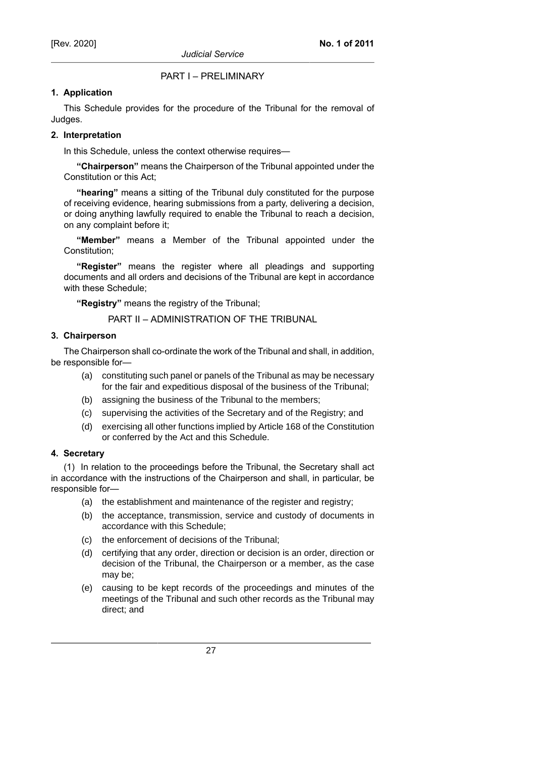## PART I – PRELIMINARY

### 1. Application

This Schedule provides for the procedure of the Tribunal for the removal of Judges.

### 2. Interpretation

In this Schedule, unless the context otherwise requires—

**"Chairperson"** means the Chairperson of the Tribunal appointed under the Constitution or this Act;

**"hearing"** means a sitting of the Tribunal duly constituted for the purpose of receiving evidence, hearing submissions from a party, delivering a decision, or doing anything lawfully required to enable the Tribunal to reach a decision, on any complaint before it;

**"Member"** means a Member of the Tribunal appointed under the Constitution;

**"Register"** means the register where all pleadings and supporting documents and all orders and decisions of the Tribunal are kept in accordance with these Schedule;

**"Registry"** means the registry of the Tribunal;

## PART II – ADMINISTRATION OF THE TRIBUNAL

### 3. Chairperson

The Chairperson shall co-ordinate the work of the Tribunal and shall, in addition, be responsible for—

(a) constituting such panel or panels of the Tribunal as may be necessary for the fair and expeditious disposal of the business of the Tribunal;

(b) assigning the business of the Tribunal to the members;

(c) supervising the activities of the Secretary and of the Registry; and

(d) exercising all other functions implied by Article 168 of the Constitution or conferred by the Act and this Schedule.

### 4. Secretary

(1) In relation to the proceedings before the Tribunal, the Secretary shall act in accordance with the instructions of the Chairperson and shall, in particular, be responsible for—

(a) the establishment and maintenance of the register and registry;

(b) the acceptance, transmission, service and custody of documents in accordance with this Schedule;

(c) the enforcement of decisions of the Tribunal;

(d) certifying that any order, direction or decision is an order, direction or decision of the Tribunal, the Chairperson or a member, as the case may be;

(e) causing to be kept records of the proceedings and minutes of the meetings of the Tribunal and such other records as the Tribunal may direct; and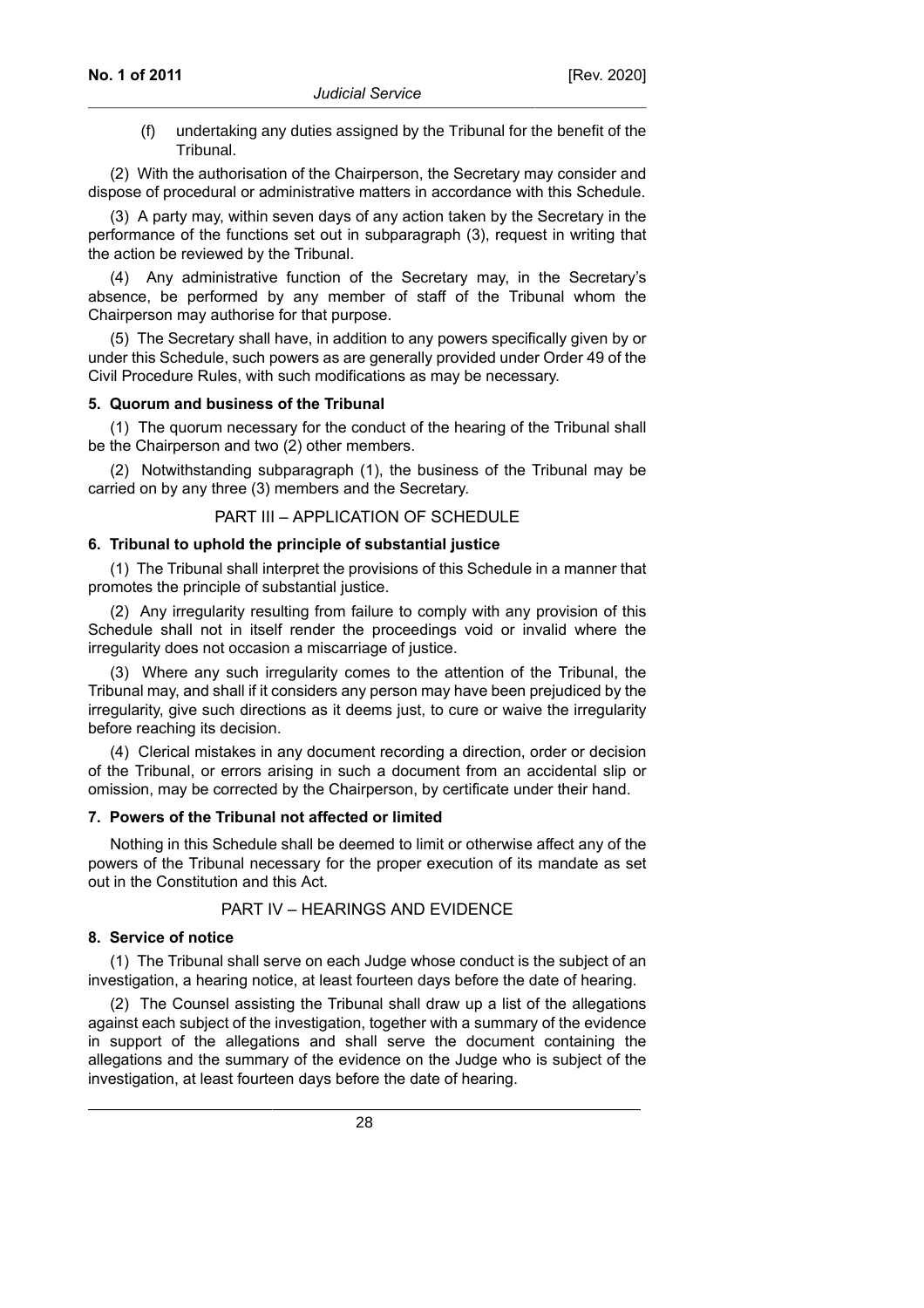(f) undertaking any duties assigned by the Tribunal for the benefit of the Tribunal.

(2) With the authorisation of the Chairperson, the Secretary may consider and dispose of procedural or administrative matters in accordance with this Schedule.

(3) A party may, within seven days of any action taken by the Secretary in the performance of the functions set out in subparagraph (3), request in writing that the action be reviewed by the Tribunal.

(4) Any administrative function of the Secretary may, in the Secretary's absence, be performed by any member of staff of the Tribunal whom the Chairperson may authorise for that purpose.

(5) The Secretary shall have, in addition to any powers specifically given by or under this Schedule, such powers as are generally provided under Order 49 of the Civil Procedure Rules, with such modifications as may be necessary.

**5. Quorum and business of the Tribunal**

(1) The quorum necessary for the conduct of the hearing of the Tribunal shall be the Chairperson and two (2) other members.

(2) Notwithstanding subparagraph (1), the business of the Tribunal may be carried on by any three (3) members and the Secretary.

## PART III – APPLICATION OF SCHEDULE

**6. Tribunal to uphold the principle of substantial justice**

(1) The Tribunal shall interpret the provisions of this Schedule in a manner that promotes the principle of substantial justice.

(2) Any irregularity resulting from failure to comply with any provision of this Schedule shall not in itself render the proceedings void or invalid where the irregularity does not occasion a miscarriage of justice.

(3) Where any such irregularity comes to the attention of the Tribunal, the Tribunal may, and shall if it considers any person may have been prejudiced by the irregularity, give such directions as it deems just, to cure or waive the irregularity before reaching its decision.

(4) Clerical mistakes in any document recording a direction, order or decision of the Tribunal, or errors arising in such a document from an accidental slip or omission, may be corrected by the Chairperson, by certificate under their hand.

**7. Powers of the Tribunal not affected or limited**

Nothing in this Schedule shall be deemed to limit or otherwise affect any of the powers of the Tribunal necessary for the proper execution of its mandate as set out in the Constitution and this Act.

## PART IV – HEARINGS AND EVIDENCE

**8. Service of notice**

(1) The Tribunal shall serve on each Judge whose conduct is the subject of an investigation, a hearing notice, at least fourteen days before the date of hearing.

(2) The Counsel assisting the Tribunal shall draw up a list of the allegations against each subject of the investigation, together with a summary of the evidence in support of the allegations and shall serve the document containing the allegations and the summary of the evidence on the Judge who is subject of the investigation, at least fourteen days before the date of hearing.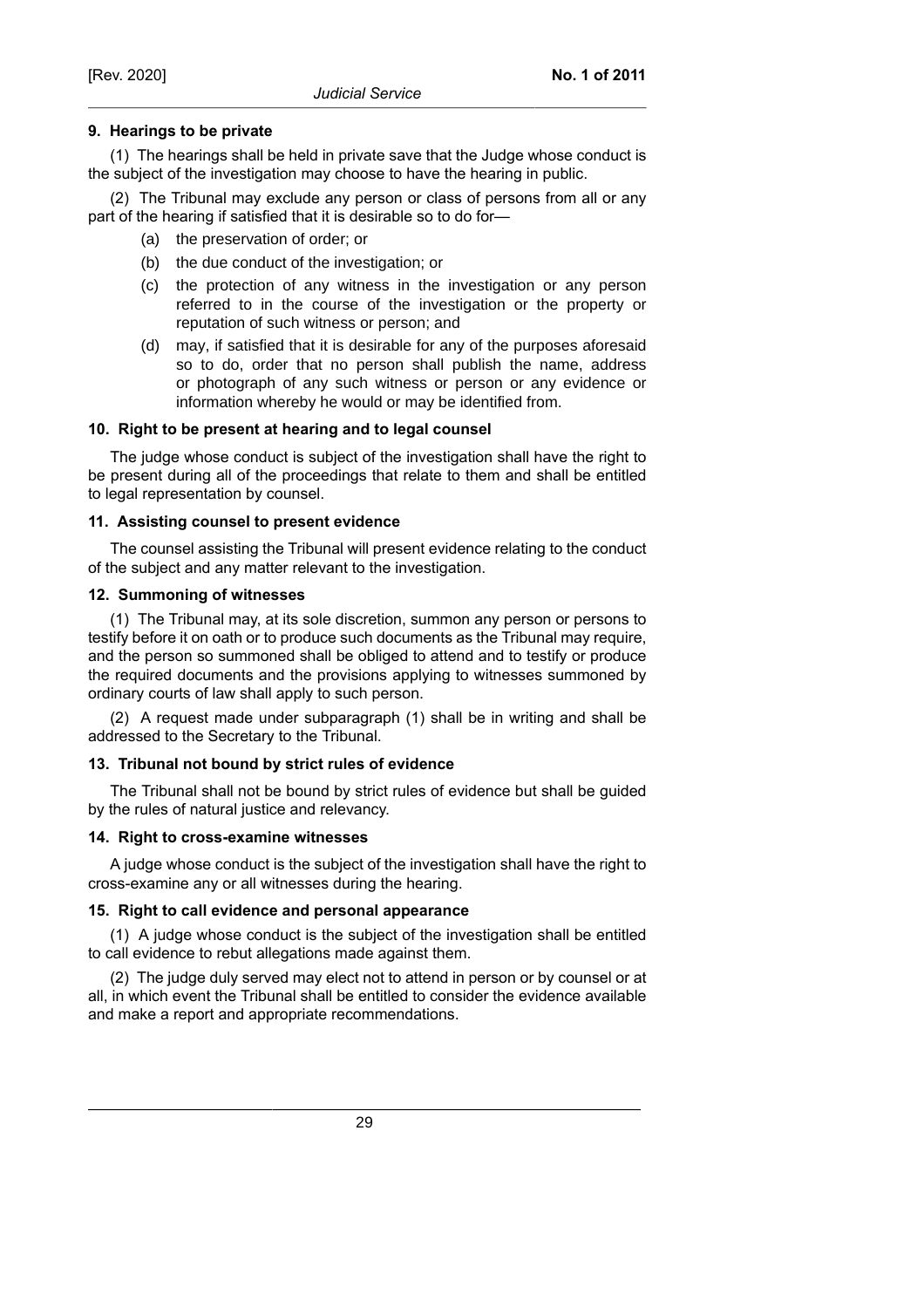**9. Hearings to be private**

(1) The hearings shall be held in private save that the Judge whose conduct is the subject of the investigation may choose to have the hearing in public.

(2) The Tribunal may exclude any person or class of persons from all or any part of the hearing if satisfied that it is desirable so to do for—

(a) the preservation of order; or

(b) the due conduct of the investigation; or

(c) the protection of any witness in the investigation or any person referred to in the course of the investigation or the property or reputation of such witness or person; and

(d) may, if satisfied that it is desirable for any of the purposes aforesaid so to do, order that no person shall publish the name, address or photograph of any such witness or person or any evidence or information whereby he would or may be identified from.

**10. Right to be present at hearing and to legal counsel**

The judge whose conduct is subject of the investigation shall have the right to be present during all of the proceedings that relate to them and shall be entitled to legal representation by counsel.

**11. Assisting counsel to present evidence**

The counsel assisting the Tribunal will present evidence relating to the conduct of the subject and any matter relevant to the investigation.

**12. Summoning of witnesses**

(1) The Tribunal may, at its sole discretion, summon any person or persons to testify before it on oath or to produce such documents as the Tribunal may require, and the person so summoned shall be obliged to attend and to testify or produce the required documents and the provisions applying to witnesses summoned by ordinary courts of law shall apply to such person.

(2) A request made under subparagraph (1) shall be in writing and shall be addressed to the Secretary to the Tribunal.

**13. Tribunal not bound by strict rules of evidence**

The Tribunal shall not be bound by strict rules of evidence but shall be guided by the rules of natural justice and relevancy.

**14. Right to cross-examine witnesses**

A judge whose conduct is the subject of the investigation shall have the right to cross-examine any or all witnesses during the hearing.

**15. Right to call evidence and personal appearance**

(1) A judge whose conduct is the subject of the investigation shall be entitled to call evidence to rebut allegations made against them.

(2) The judge duly served may elect not to attend in person or by counsel or at all, in which event the Tribunal shall be entitled to consider the evidence available and make a report and appropriate recommendations.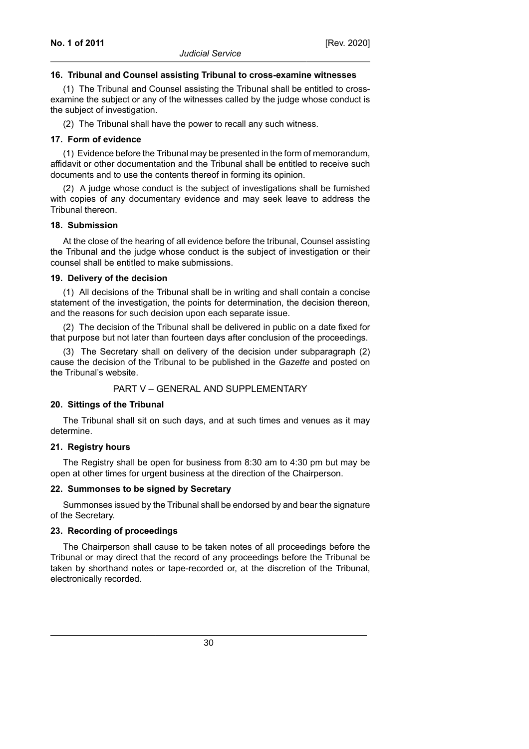**16. Tribunal and Counsel assisting Tribunal to cross-examine witnesses**

(1) The Tribunal and Counsel assisting the Tribunal shall be entitled to cross-examine the subject or any of the witnesses called by the judge whose conduct is the subject of investigation.

(2) The Tribunal shall have the power to recall any such witness.

**17. Form of evidence**

(1) Evidence before the Tribunal may be presented in the form of memorandum, affidavit or other documentation and the Tribunal shall be entitled to receive such documents and to use the contents thereof in forming its opinion.

(2) A judge whose conduct is the subject of investigations shall be furnished with copies of any documentary evidence and may seek leave to address the Tribunal thereon.

**18. Submission**

At the close of the hearing of all evidence before the tribunal, Counsel assisting the Tribunal and the judge whose conduct is the subject of investigation or their counsel shall be entitled to make submissions.

**19. Delivery of the decision**

(1) All decisions of the Tribunal shall be in writing and shall contain a concise statement of the investigation, the points for determination, the decision thereon, and the reasons for such decision upon each separate issue.

(2) The decision of the Tribunal shall be delivered in public on a date fixed for that purpose but not later than fourteen days after conclusion of the proceedings.

(3) The Secretary shall on delivery of the decision under subparagraph (2) cause the decision of the Tribunal to be published in the *Gazette* and posted on the Tribunal's website.

## PART V – GENERAL AND SUPPLEMENTARY

**20. Sittings of the Tribunal**

The Tribunal shall sit on such days, and at such times and venues as it may determine.

**21. Registry hours**

The Registry shall be open for business from 8:30 am to 4:30 pm but may be open at other times for urgent business at the direction of the Chairperson.

**22. Summonses to be signed by Secretary**

Summonses issued by the Tribunal shall be endorsed by and bear the signature of the Secretary.

**23. Recording of proceedings**

The Chairperson shall cause to be taken notes of all proceedings before the Tribunal or may direct that the record of any proceedings before the Tribunal be taken by shorthand notes or tape-recorded or, at the discretion of the Tribunal, electronically recorded.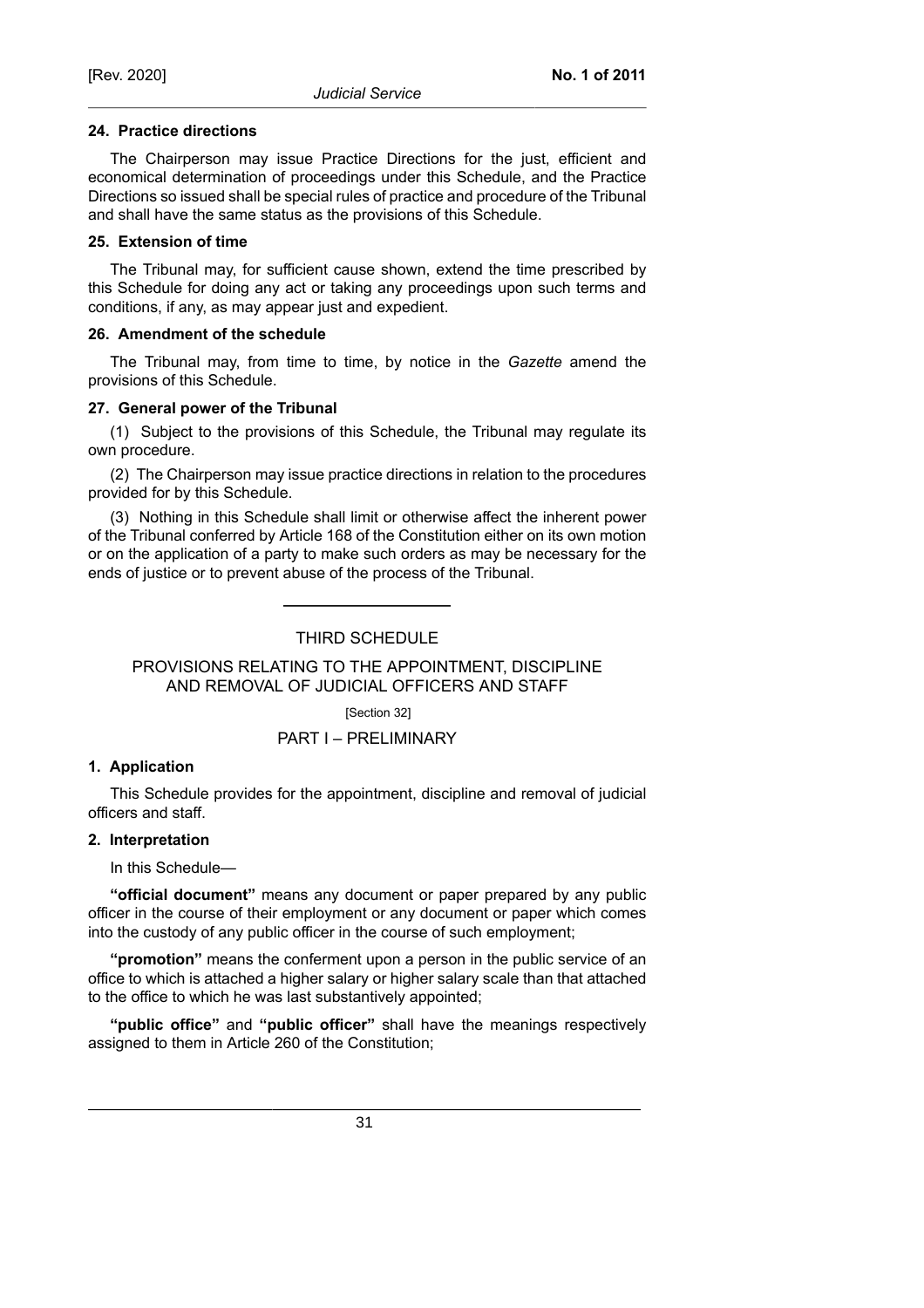#### 24. Practice directions

The Chairperson may issue Practice Directions for the just, efficient and economical determination of proceedings under this Schedule, and the Practice Directions so issued shall be special rules of practice and procedure of the Tribunal and shall have the same status as the provisions of this Schedule.

#### 25. Extension of time

The Tribunal may, for sufficient cause shown, extend the time prescribed by this Schedule for doing any act or taking any proceedings upon such terms and conditions, if any, as may appear just and expedient.

#### 26. Amendment of the schedule

The Tribunal may, from time to time, by notice in the *Gazette* amend the provisions of this Schedule.

#### 27. General power of the Tribunal

(1) Subject to the provisions of this Schedule, the Tribunal may regulate its own procedure.

(2) The Chairperson may issue practice directions in relation to the procedures provided for by this Schedule.

(3) Nothing in this Schedule shall limit or otherwise affect the inherent power of the Tribunal conferred by Article 168 of the Constitution either on its own motion or on the application of a party to make such orders as may be necessary for the ends of justice or to prevent abuse of the process of the Tribunal.

---

## THIRD SCHEDULE

## PROVISIONS RELATING TO THE APPOINTMENT, DISCIPLINE AND REMOVAL OF JUDICIAL OFFICERS AND STAFF

[Section 32]

### PART I – PRELIMINARY

#### 1. Application

This Schedule provides for the appointment, discipline and removal of judicial officers and staff.

#### 2. Interpretation

In this Schedule—

**"official document"** means any document or paper prepared by any public officer in the course of their employment or any document or paper which comes into the custody of any public officer in the course of such employment;

**"promotion"** means the conferment upon a person in the public service of an office to which is attached a higher salary or higher salary scale than that attached to the office to which he was last substantively appointed;

**"public office"** and **"public officer"** shall have the meanings respectively assigned to them in Article 260 of the Constitution;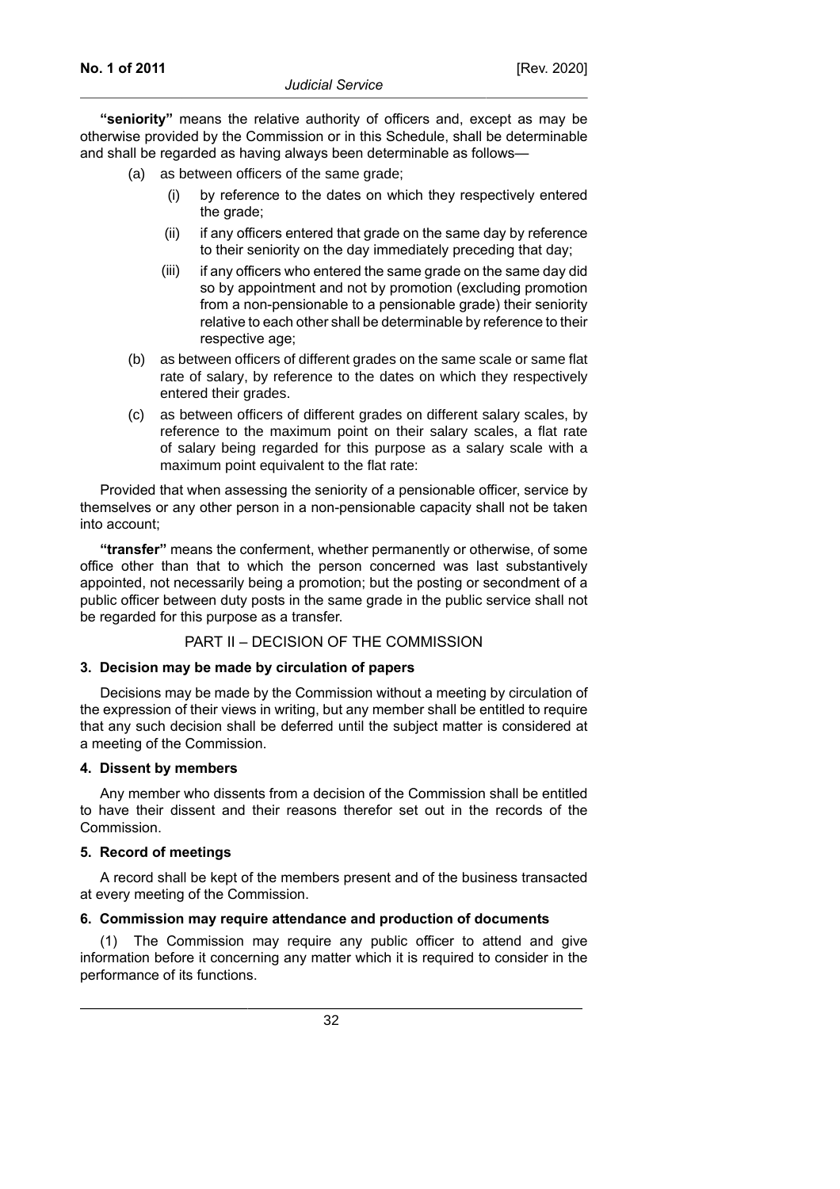**"seniority"** means the relative authority of officers and, except as may be otherwise provided by the Commission or in this Schedule, shall be determinable and shall be regarded as having always been determinable as follows—

- (a) as between officers of the same grade;
  - (i) by reference to the dates on which they respectively entered the grade;
  - (ii) if any officers entered that grade on the same day by reference to their seniority on the day immediately preceding that day;
  - (iii) if any officers who entered the same grade on the same day did so by appointment and not by promotion (excluding promotion from a non-pensionable to a pensionable grade) their seniority relative to each other shall be determinable by reference to their respective age;
- (b) as between officers of different grades on the same scale or same flat rate of salary, by reference to the dates on which they respectively entered their grades.
- (c) as between officers of different grades on different salary scales, by reference to the maximum point on their salary scales, a flat rate of salary being regarded for this purpose as a salary scale with a maximum point equivalent to the flat rate:

Provided that when assessing the seniority of a pensionable officer, service by themselves or any other person in a non-pensionable capacity shall not be taken into account;

**"transfer"** means the conferment, whether permanently or otherwise, of some office other than that to which the person concerned was last substantively appointed, not necessarily being a promotion; but the posting or secondment of a public officer between duty posts in the same grade in the public service shall not be regarded for this purpose as a transfer.

## PART II – DECISION OF THE COMMISSION

### 3. Decision may be made by circulation of papers

Decisions may be made by the Commission without a meeting by circulation of the expression of their views in writing, but any member shall be entitled to require that any such decision shall be deferred until the subject matter is considered at a meeting of the Commission.

### 4. Dissent by members

Any member who dissents from a decision of the Commission shall be entitled to have their dissent and their reasons therefor set out in the records of the Commission.

### 5. Record of meetings

A record shall be kept of the members present and of the business transacted at every meeting of the Commission.

### 6. Commission may require attendance and production of documents

(1) The Commission may require any public officer to attend and give information before it concerning any matter which it is required to consider in the performance of its functions.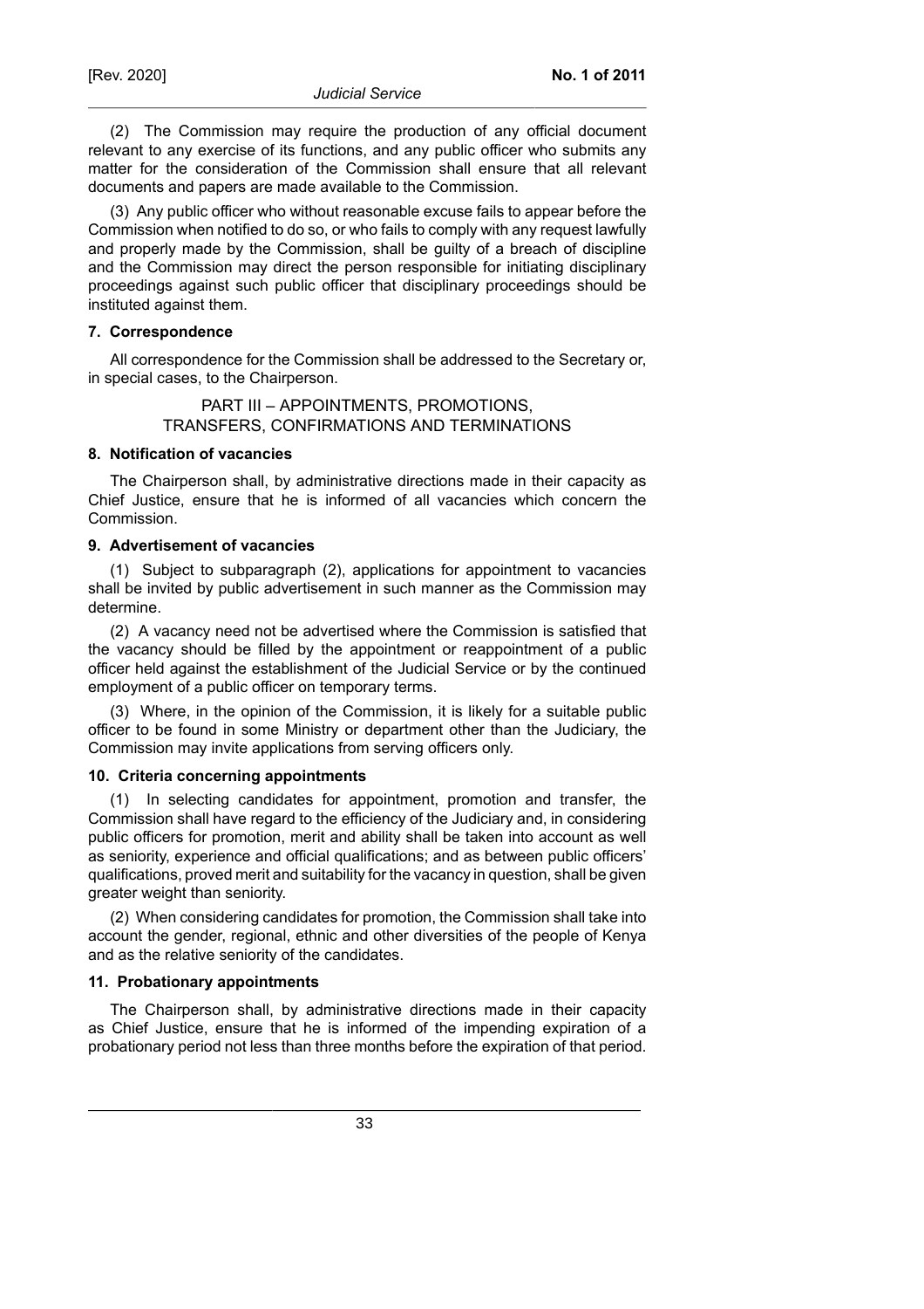(2) The Commission may require the production of any official document relevant to any exercise of its functions, and any public officer who submits any matter for the consideration of the Commission shall ensure that all relevant documents and papers are made available to the Commission.

(3) Any public officer who without reasonable excuse fails to appear before the Commission when notified to do so, or who fails to comply with any request lawfully and properly made by the Commission, shall be guilty of a breach of discipline and the Commission may direct the person responsible for initiating disciplinary proceedings against such public officer that disciplinary proceedings should be instituted against them.

**7. Correspondence**

All correspondence for the Commission shall be addressed to the Secretary or, in special cases, to the Chairperson.

## PART III – APPOINTMENTS, PROMOTIONS, TRANSFERS, CONFIRMATIONS AND TERMINATIONS

**8. Notification of vacancies**

The Chairperson shall, by administrative directions made in their capacity as Chief Justice, ensure that he is informed of all vacancies which concern the Commission.

**9. Advertisement of vacancies**

(1) Subject to subparagraph (2), applications for appointment to vacancies shall be invited by public advertisement in such manner as the Commission may determine.

(2) A vacancy need not be advertised where the Commission is satisfied that the vacancy should be filled by the appointment or reappointment of a public officer held against the establishment of the Judicial Service or by the continued employment of a public officer on temporary terms.

(3) Where, in the opinion of the Commission, it is likely for a suitable public officer to be found in some Ministry or department other than the Judiciary, the Commission may invite applications from serving officers only.

**10. Criteria concerning appointments**

(1) In selecting candidates for appointment, promotion and transfer, the Commission shall have regard to the efficiency of the Judiciary and, in considering public officers for promotion, merit and ability shall be taken into account as well as seniority, experience and official qualifications; and as between public officers' qualifications, proved merit and suitability for the vacancy in question, shall be given greater weight than seniority.

(2) When considering candidates for promotion, the Commission shall take into account the gender, regional, ethnic and other diversities of the people of Kenya and as the relative seniority of the candidates.

**11. Probationary appointments**

The Chairperson shall, by administrative directions made in their capacity as Chief Justice, ensure that he is informed of the impending expiration of a probationary period not less than three months before the expiration of that period.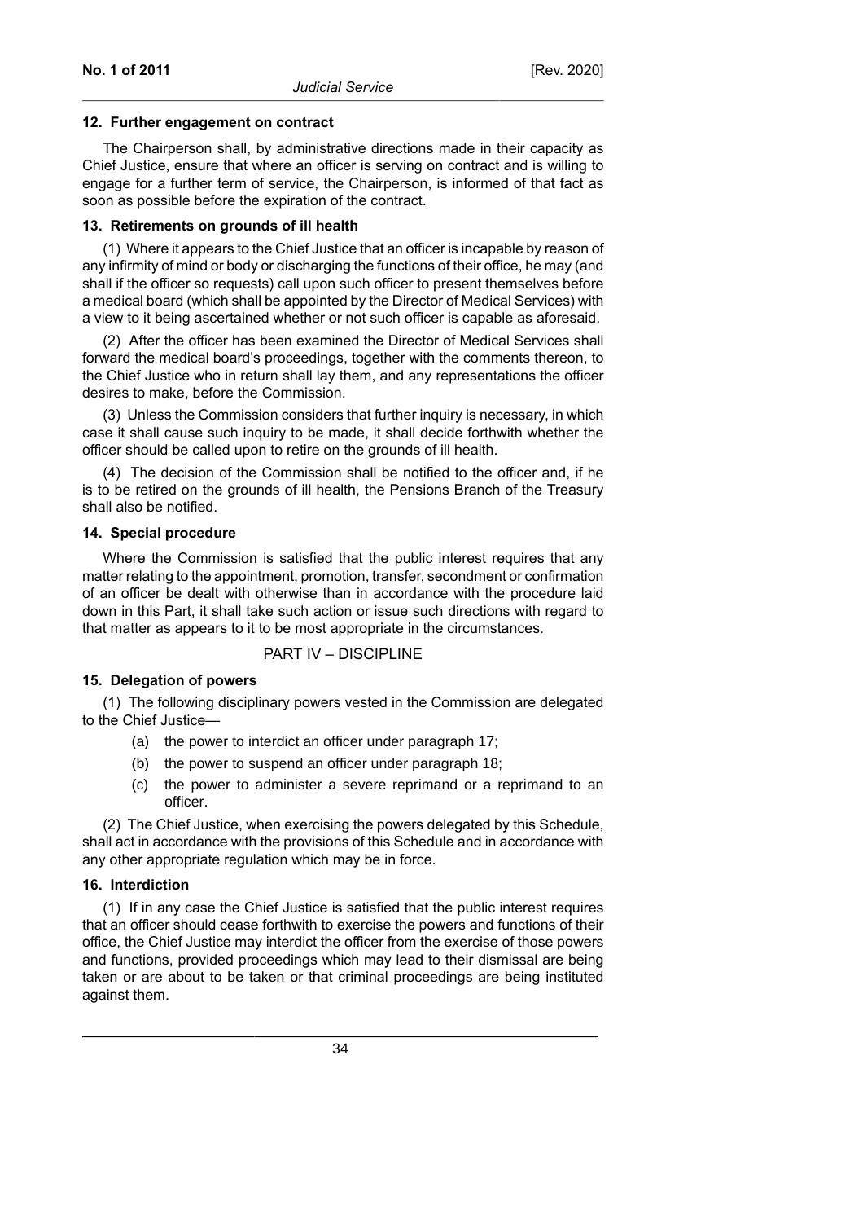### 12. Further engagement on contract

The Chairperson shall, by administrative directions made in their capacity as Chief Justice, ensure that where an officer is serving on contract and is willing to engage for a further term of service, the Chairperson, is informed of that fact as soon as possible before the expiration of the contract.

### 13. Retirements on grounds of ill health

(1) Where it appears to the Chief Justice that an officer is incapable by reason of any infirmity of mind or body or discharging the functions of their office, he may (and shall if the officer so requests) call upon such officer to present themselves before a medical board (which shall be appointed by the Director of Medical Services) with a view to it being ascertained whether or not such officer is capable as aforesaid.

(2) After the officer has been examined the Director of Medical Services shall forward the medical board's proceedings, together with the comments thereon, to the Chief Justice who in return shall lay them, and any representations the officer desires to make, before the Commission.

(3) Unless the Commission considers that further inquiry is necessary, in which case it shall cause such inquiry to be made, it shall decide forthwith whether the officer should be called upon to retire on the grounds of ill health.

(4) The decision of the Commission shall be notified to the officer and, if he is to be retired on the grounds of ill health, the Pensions Branch of the Treasury shall also be notified.

### 14. Special procedure

Where the Commission is satisfied that the public interest requires that any matter relating to the appointment, promotion, transfer, secondment or confirmation of an officer be dealt with otherwise than in accordance with the procedure laid down in this Part, it shall take such action or issue such directions with regard to that matter as appears to it to be most appropriate in the circumstances.

## PART IV – DISCIPLINE

### 15. Delegation of powers

(1) The following disciplinary powers vested in the Commission are delegated to the Chief Justice—

(a) the power to interdict an officer under paragraph 17;

(b) the power to suspend an officer under paragraph 18;

(c) the power to administer a severe reprimand or a reprimand to an officer.

(2) The Chief Justice, when exercising the powers delegated by this Schedule, shall act in accordance with the provisions of this Schedule and in accordance with any other appropriate regulation which may be in force.

### 16. Interdiction

(1) If in any case the Chief Justice is satisfied that the public interest requires that an officer should cease forthwith to exercise the powers and functions of their office, the Chief Justice may interdict the officer from the exercise of those powers and functions, provided proceedings which may lead to their dismissal are being taken or are about to be taken or that criminal proceedings are being instituted against them.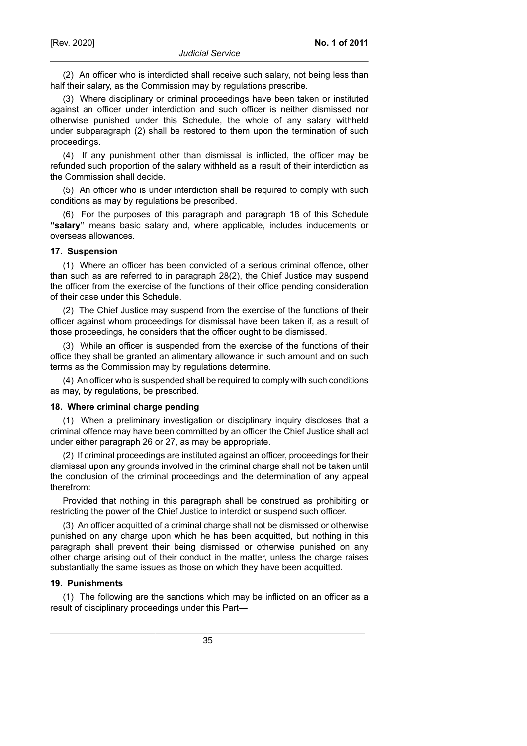(2) An officer who is interdicted shall receive such salary, not being less than half their salary, as the Commission may by regulations prescribe.

(3) Where disciplinary or criminal proceedings have been taken or instituted against an officer under interdiction and such officer is neither dismissed nor otherwise punished under this Schedule, the whole of any salary withheld under subparagraph (2) shall be restored to them upon the termination of such proceedings.

(4) If any punishment other than dismissal is inflicted, the officer may be refunded such proportion of the salary withheld as a result of their interdiction as the Commission shall decide.

(5) An officer who is under interdiction shall be required to comply with such conditions as may by regulations be prescribed.

(6) For the purposes of this paragraph and paragraph 18 of this Schedule **"salary"** means basic salary and, where applicable, includes inducements or overseas allowances.

#### 17. Suspension

(1) Where an officer has been convicted of a serious criminal offence, other than such as are referred to in paragraph 28(2), the Chief Justice may suspend the officer from the exercise of the functions of their office pending consideration of their case under this Schedule.

(2) The Chief Justice may suspend from the exercise of the functions of their officer against whom proceedings for dismissal have been taken if, as a result of those proceedings, he considers that the officer ought to be dismissed.

(3) While an officer is suspended from the exercise of the functions of their office they shall be granted an alimentary allowance in such amount and on such terms as the Commission may by regulations determine.

(4) An officer who is suspended shall be required to comply with such conditions as may, by regulations, be prescribed.

#### 18. Where criminal charge pending

(1) When a preliminary investigation or disciplinary inquiry discloses that a criminal offence may have been committed by an officer the Chief Justice shall act under either paragraph 26 or 27, as may be appropriate.

(2) If criminal proceedings are instituted against an officer, proceedings for their dismissal upon any grounds involved in the criminal charge shall not be taken until the conclusion of the criminal proceedings and the determination of any appeal therefrom:

Provided that nothing in this paragraph shall be construed as prohibiting or restricting the power of the Chief Justice to interdict or suspend such officer.

(3) An officer acquitted of a criminal charge shall not be dismissed or otherwise punished on any charge upon which he has been acquitted, but nothing in this paragraph shall prevent their being dismissed or otherwise punished on any other charge arising out of their conduct in the matter, unless the charge raises substantially the same issues as those on which they have been acquitted.

#### 19. Punishments

(1) The following are the sanctions which may be inflicted on an officer as a result of disciplinary proceedings under this Part—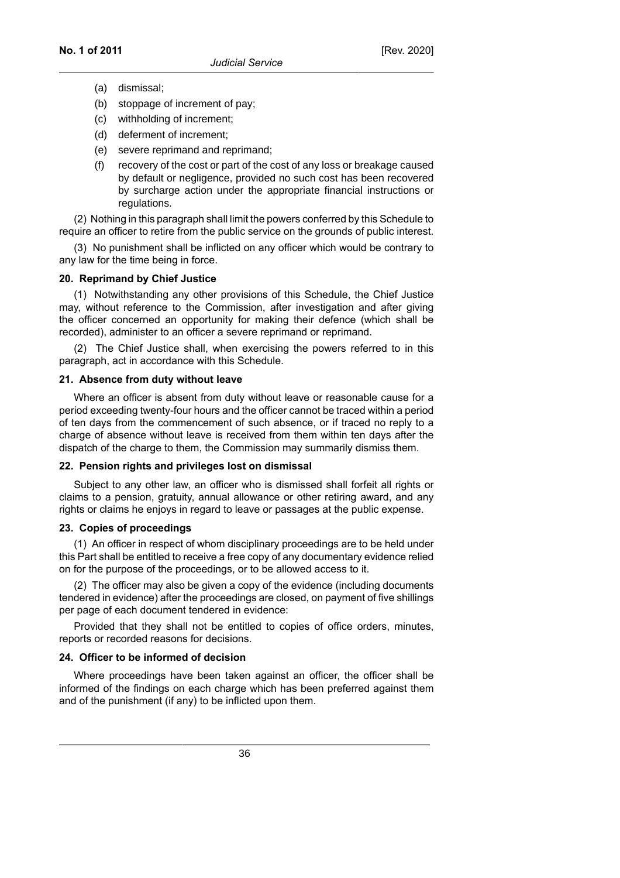(a) dismissal;

(b) stoppage of increment of pay;

(c) withholding of increment;

(d) deferment of increment;

(e) severe reprimand and reprimand;

(f) recovery of the cost or part of the cost of any loss or breakage caused by default or negligence, provided no such cost has been recovered by surcharge action under the appropriate financial instructions or regulations.

(2) Nothing in this paragraph shall limit the powers conferred by this Schedule to require an officer to retire from the public service on the grounds of public interest.

(3) No punishment shall be inflicted on any officer which would be contrary to any law for the time being in force.

**20. Reprimand by Chief Justice**

(1) Notwithstanding any other provisions of this Schedule, the Chief Justice may, without reference to the Commission, after investigation and after giving the officer concerned an opportunity for making their defence (which shall be recorded), administer to an officer a severe reprimand or reprimand.

(2) The Chief Justice shall, when exercising the powers referred to in this paragraph, act in accordance with this Schedule.

**21. Absence from duty without leave**

Where an officer is absent from duty without leave or reasonable cause for a period exceeding twenty-four hours and the officer cannot be traced within a period of ten days from the commencement of such absence, or if traced no reply to a charge of absence without leave is received from them within ten days after the dispatch of the charge to them, the Commission may summarily dismiss them.

**22. Pension rights and privileges lost on dismissal**

Subject to any other law, an officer who is dismissed shall forfeit all rights or claims to a pension, gratuity, annual allowance or other retiring award, and any rights or claims he enjoys in regard to leave or passages at the public expense.

**23. Copies of proceedings**

(1) An officer in respect of whom disciplinary proceedings are to be held under this Part shall be entitled to receive a free copy of any documentary evidence relied on for the purpose of the proceedings, or to be allowed access to it.

(2) The officer may also be given a copy of the evidence (including documents tendered in evidence) after the proceedings are closed, on payment of five shillings per page of each document tendered in evidence:

Provided that they shall not be entitled to copies of office orders, minutes, reports or recorded reasons for decisions.

**24. Officer to be informed of decision**

Where proceedings have been taken against an officer, the officer shall be informed of the findings on each charge which has been preferred against them and of the punishment (if any) to be inflicted upon them.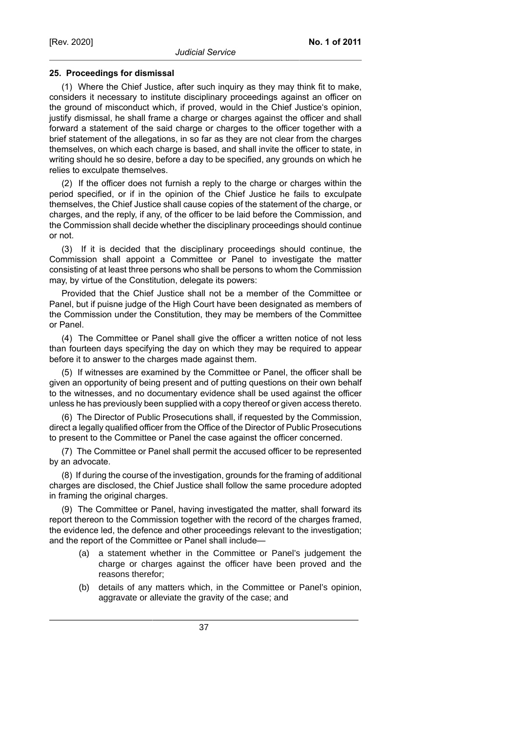**25. Proceedings for dismissal**

(1) Where the Chief Justice, after such inquiry as they may think fit to make, considers it necessary to institute disciplinary proceedings against an officer on the ground of misconduct which, if proved, would in the Chief Justice's opinion, justify dismissal, he shall frame a charge or charges against the officer and shall forward a statement of the said charge or charges to the officer together with a brief statement of the allegations, in so far as they are not clear from the charges themselves, on which each charge is based, and shall invite the officer to state, in writing should he so desire, before a day to be specified, any grounds on which he relies to exculpate themselves.

(2) If the officer does not furnish a reply to the charge or charges within the period specified, or if in the opinion of the Chief Justice he fails to exculpate themselves, the Chief Justice shall cause copies of the statement of the charge, or charges, and the reply, if any, of the officer to be laid before the Commission, and the Commission shall decide whether the disciplinary proceedings should continue or not.

(3) If it is decided that the disciplinary proceedings should continue, the Commission shall appoint a Committee or Panel to investigate the matter consisting of at least three persons who shall be persons to whom the Commission may, by virtue of the Constitution, delegate its powers:

Provided that the Chief Justice shall not be a member of the Committee or Panel, but if puisne judge of the High Court have been designated as members of the Commission under the Constitution, they may be members of the Committee or Panel.

(4) The Committee or Panel shall give the officer a written notice of not less than fourteen days specifying the day on which they may be required to appear before it to answer to the charges made against them.

(5) If witnesses are examined by the Committee or Panel, the officer shall be given an opportunity of being present and of putting questions on their own behalf to the witnesses, and no documentary evidence shall be used against the officer unless he has previously been supplied with a copy thereof or given access thereto.

(6) The Director of Public Prosecutions shall, if requested by the Commission, direct a legally qualified officer from the Office of the Director of Public Prosecutions to present to the Committee or Panel the case against the officer concerned.

(7) The Committee or Panel shall permit the accused officer to be represented by an advocate.

(8) If during the course of the investigation, grounds for the framing of additional charges are disclosed, the Chief Justice shall follow the same procedure adopted in framing the original charges.

(9) The Committee or Panel, having investigated the matter, shall forward its report thereon to the Commission together with the record of the charges framed, the evidence led, the defence and other proceedings relevant to the investigation; and the report of the Committee or Panel shall include—

- (a) a statement whether in the Committee or Panel's judgement the charge or charges against the officer have been proved and the reasons therefor;
- (b) details of any matters which, in the Committee or Panel's opinion, aggravate or alleviate the gravity of the case; and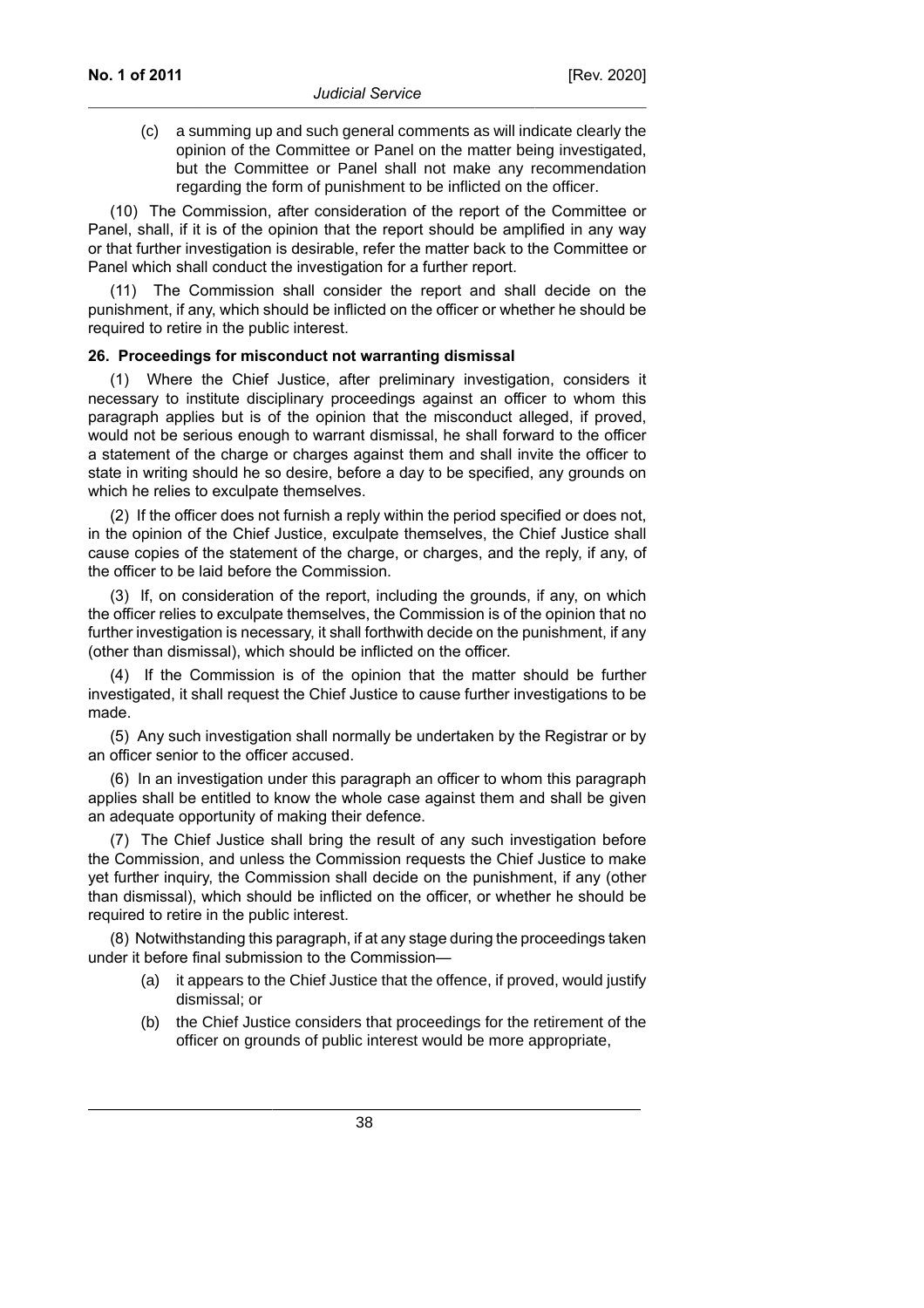(c) a summing up and such general comments as will indicate clearly the opinion of the Committee or Panel on the matter being investigated, but the Committee or Panel shall not make any recommendation regarding the form of punishment to be inflicted on the officer.

(10) The Commission, after consideration of the report of the Committee or Panel, shall, if it is of the opinion that the report should be amplified in any way or that further investigation is desirable, refer the matter back to the Committee or Panel which shall conduct the investigation for a further report.

(11) The Commission shall consider the report and shall decide on the punishment, if any, which should be inflicted on the officer or whether he should be required to retire in the public interest.

**26. Proceedings for misconduct not warranting dismissal**

(1) Where the Chief Justice, after preliminary investigation, considers it necessary to institute disciplinary proceedings against an officer to whom this paragraph applies but is of the opinion that the misconduct alleged, if proved, would not be serious enough to warrant dismissal, he shall forward to the officer a statement of the charge or charges against them and shall invite the officer to state in writing should he so desire, before a day to be specified, any grounds on which he relies to exculpate themselves.

(2) If the officer does not furnish a reply within the period specified or does not, in the opinion of the Chief Justice, exculpate themselves, the Chief Justice shall cause copies of the statement of the charge, or charges, and the reply, if any, of the officer to be laid before the Commission.

(3) If, on consideration of the report, including the grounds, if any, on which the officer relies to exculpate themselves, the Commission is of the opinion that no further investigation is necessary, it shall forthwith decide on the punishment, if any (other than dismissal), which should be inflicted on the officer.

(4) If the Commission is of the opinion that the matter should be further investigated, it shall request the Chief Justice to cause further investigations to be made.

(5) Any such investigation shall normally be undertaken by the Registrar or by an officer senior to the officer accused.

(6) In an investigation under this paragraph an officer to whom this paragraph applies shall be entitled to know the whole case against them and shall be given an adequate opportunity of making their defence.

(7) The Chief Justice shall bring the result of any such investigation before the Commission, and unless the Commission requests the Chief Justice to make yet further inquiry, the Commission shall decide on the punishment, if any (other than dismissal), which should be inflicted on the officer, or whether he should be required to retire in the public interest.

(8) Notwithstanding this paragraph, if at any stage during the proceedings taken under it before final submission to the Commission—

(a) it appears to the Chief Justice that the offence, if proved, would justify dismissal; or

(b) the Chief Justice considers that proceedings for the retirement of the officer on grounds of public interest would be more appropriate,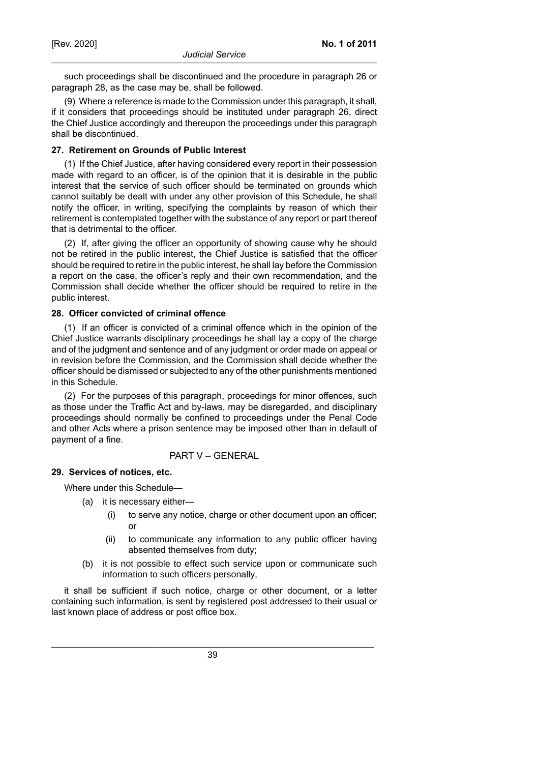such proceedings shall be discontinued and the procedure in paragraph 26 or paragraph 28, as the case may be, shall be followed.

(9) Where a reference is made to the Commission under this paragraph, it shall, if it considers that proceedings should be instituted under paragraph 26, direct the Chief Justice accordingly and thereupon the proceedings under this paragraph shall be discontinued.

**27. Retirement on Grounds of Public Interest**

(1) If the Chief Justice, after having considered every report in their possession made with regard to an officer, is of the opinion that it is desirable in the public interest that the service of such officer should be terminated on grounds which cannot suitably be dealt with under any other provision of this Schedule, he shall notify the officer, in writing, specifying the complaints by reason of which their retirement is contemplated together with the substance of any report or part thereof that is detrimental to the officer.

(2) If, after giving the officer an opportunity of showing cause why he should not be retired in the public interest, the Chief Justice is satisfied that the officer should be required to retire in the public interest, he shall lay before the Commission a report on the case, the officer's reply and their own recommendation, and the Commission shall decide whether the officer should be required to retire in the public interest.

**28. Officer convicted of criminal offence**

(1) If an officer is convicted of a criminal offence which in the opinion of the Chief Justice warrants disciplinary proceedings he shall lay a copy of the charge and of the judgment and sentence and of any judgment or order made on appeal or in revision before the Commission, and the Commission shall decide whether the officer should be dismissed or subjected to any of the other punishments mentioned in this Schedule.

(2) For the purposes of this paragraph, proceedings for minor offences, such as those under the Traffic Act and by-laws, may be disregarded, and disciplinary proceedings should normally be confined to proceedings under the Penal Code and other Acts where a prison sentence may be imposed other than in default of payment of a fine.

## PART V – GENERAL

**29. Services of notices, etc.**

Where under this Schedule—

- (a) it is necessary either—
  - (i) to serve any notice, charge or other document upon an officer; or
  - (ii) to communicate any information to any public officer having absented themselves from duty;
- (b) it is not possible to effect such service upon or communicate such information to such officers personally,

it shall be sufficient if such notice, charge or other document, or a letter containing such information, is sent by registered post addressed to their usual or last known place of address or post office box.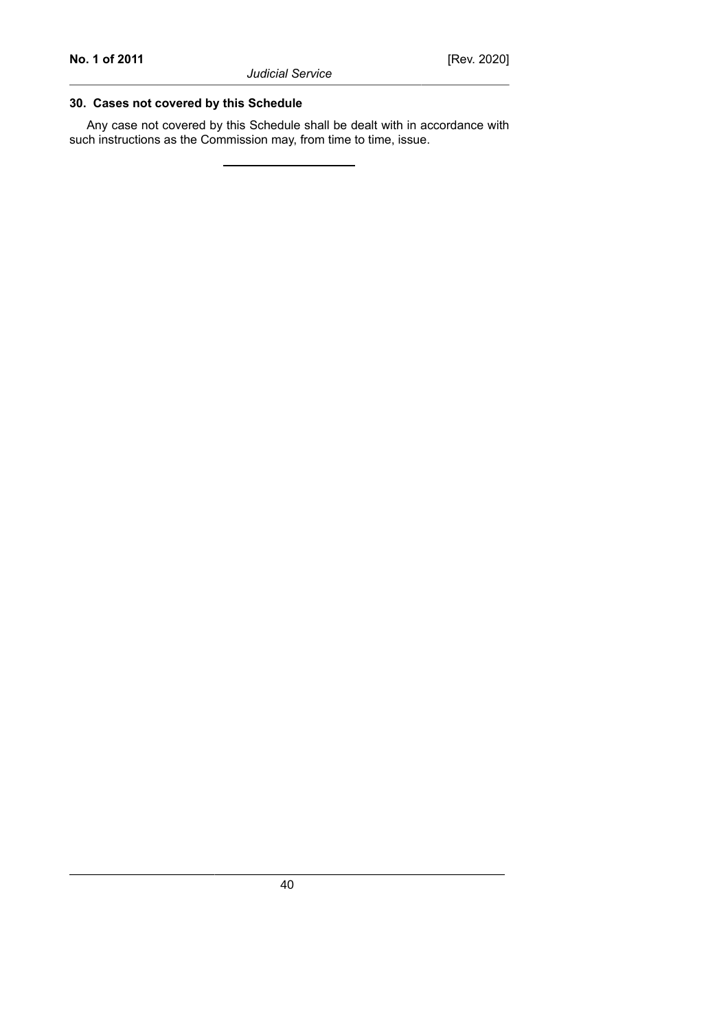### 30. Cases not covered by this Schedule

Any case not covered by this Schedule shall be dealt with in accordance with such instructions as the Commission may, from time to time, issue.